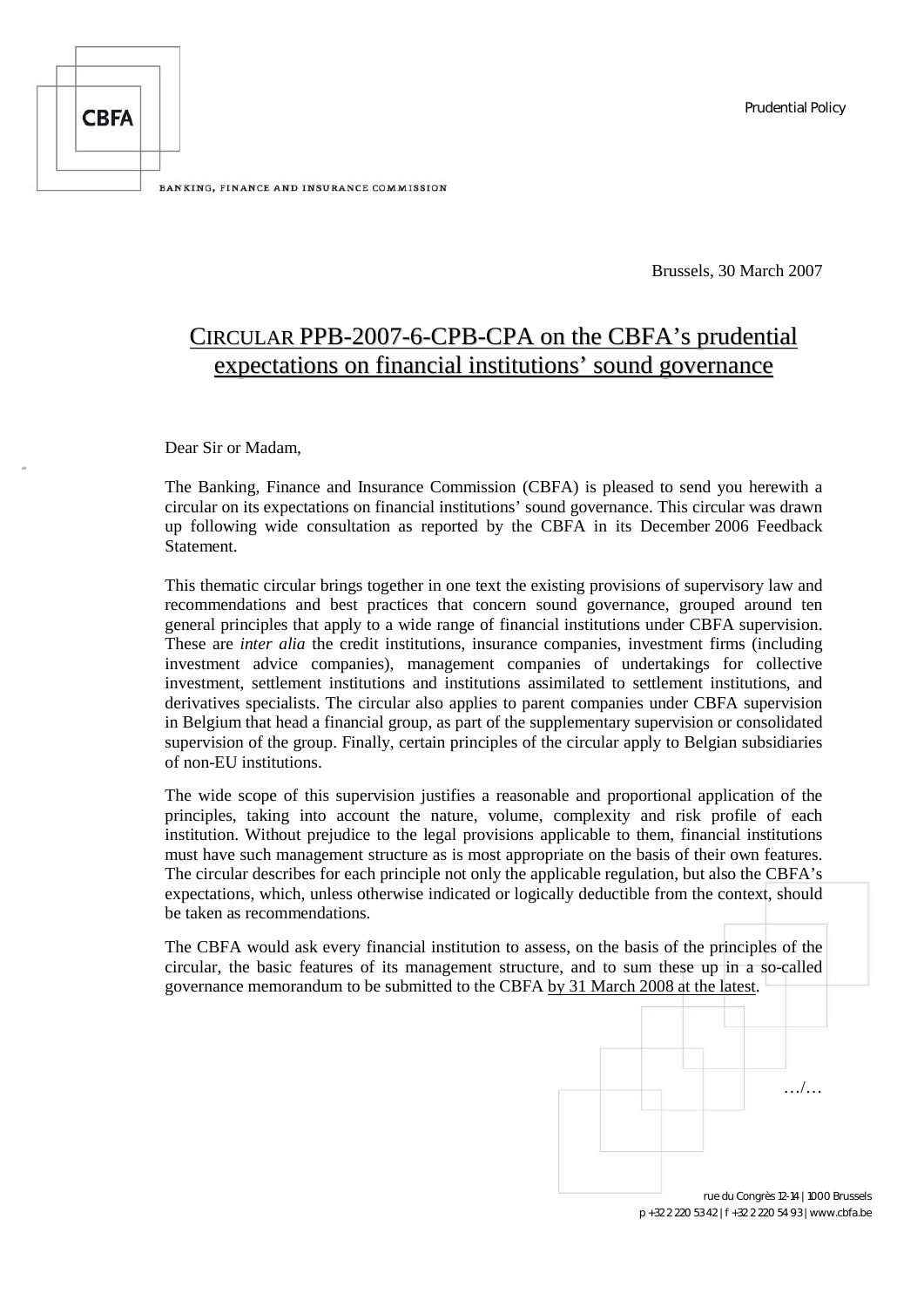Prudential Policy

Brussels, 30 March 2007

# CIRCULAR PPB-2007-6-CPB-CPA on the CBFA's prudential expectations on financial institutions' sound governance

Dear Sir or Madam,

The Banking, Finance and Insurance Commission (CBFA) is pleased to send you herewith a circular on its expectations on financial institutions' sound governance. This circular was drawn up following wide consultation as reported by the CBFA in its December 2006 Feedback Statement.

This thematic circular brings together in one text the existing provisions of supervisory law and recommendations and best practices that concern sound governance, grouped around ten general principles that apply to a wide range of financial institutions under CBFA supervision. These are *inter alia* the credit institutions, insurance companies, investment firms (including investment advice companies), management companies of undertakings for collective investment, settlement institutions and institutions assimilated to settlement institutions, and derivatives specialists. The circular also applies to parent companies under CBFA supervision in Belgium that head a financial group, as part of the supplementary supervision or consolidated supervision of the group. Finally, certain principles of the circular apply to Belgian subsidiaries of non-EU institutions.

The wide scope of this supervision justifies a reasonable and proportional application of the principles, taking into account the nature, volume, complexity and risk profile of each institution. Without prejudice to the legal provisions applicable to them, financial institutions must have such management structure as is most appropriate on the basis of their own features. The circular describes for each principle not only the applicable regulation, but also the CBFA's expectations, which, unless otherwise indicated or logically deductible from the context, should be taken as recommendations.

The CBFA would ask every financial institution to assess, on the basis of the principles of the circular, the basic features of its management structure, and to sum these up in a so-called governance memorandum to be submitted to the CBFA by 31 March 2008 at the latest.

…/…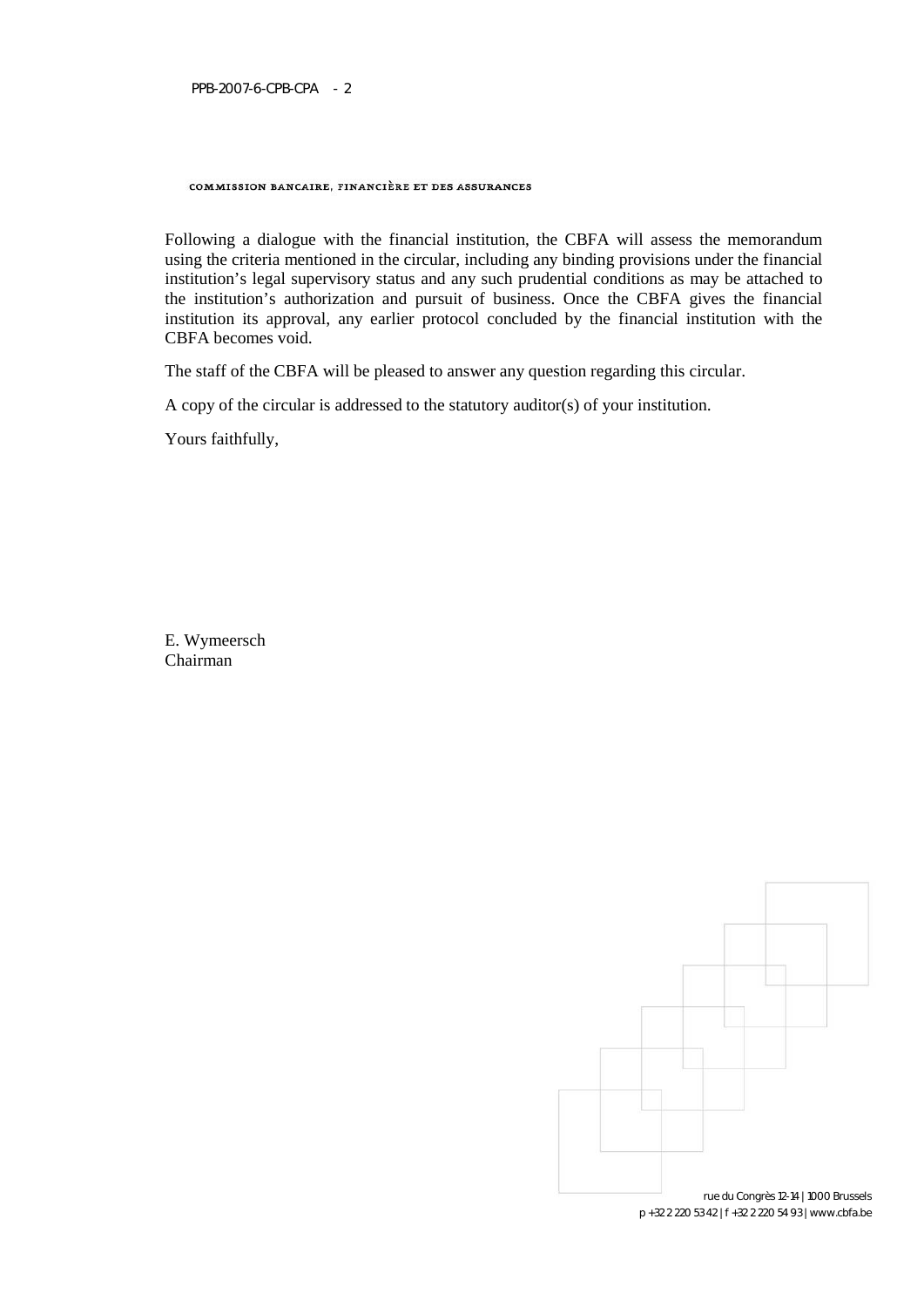Following a dialogue with the financial institution, the CBFA will assess the memorandum using the criteria mentioned in the circular, including any binding provisions under the financial institution's legal supervisory status and any such prudential conditions as may be attached to the institution's authorization and pursuit of business. Once the CBFA gives the financial institution its approval, any earlier protocol concluded by the financial institution with the CBFA becomes void.

The staff of the CBFA will be pleased to answer any question regarding this circular.

A copy of the circular is addressed to the statutory auditor(s) of your institution.

Yours faithfully,

E. Wymeersch
Chairman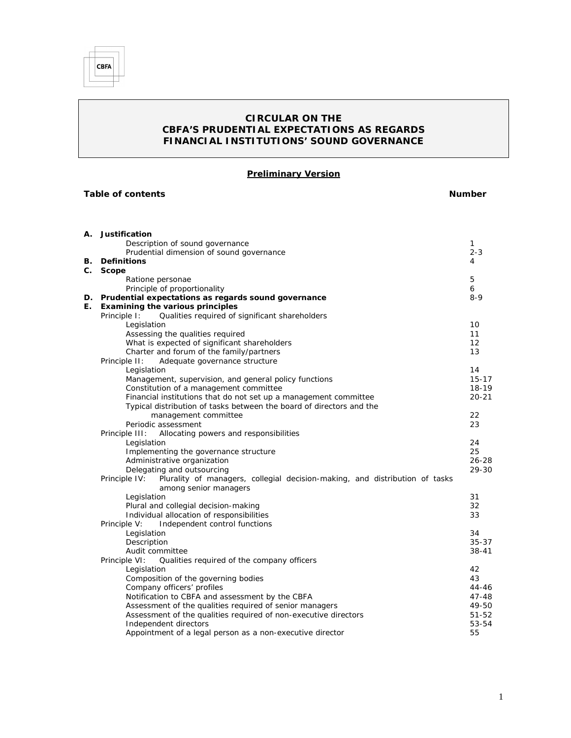CBFA

# CIRCULAR ON THE CBFA'S PRUDENTIAL EXPECTATIONS AS REGARDS FINANCIAL INSTITUTIONS' SOUND GOVERNANCE

**Preliminary Version**

| **Table of contents** | **Number** |
|---|---|
| **A. Justification** | |
| Description of sound governance | 1 |
| Prudential dimension of sound governance | 2-3 |
| **B. Definitions** | 4 |
| **C. Scope** | |
| Ratione personae | 5 |
| Principle of proportionality | 6 |
| **D. Prudential expectations as regards sound governance** | 8-9 |
| **E. Examining the various principles** | |
| Principle I: Qualities required of significant shareholders | |
| Legislation | 10 |
| Assessing the qualities required | 11 |
| What is expected of significant shareholders | 12 |
| Charter and forum of the family/partners | 13 |
| Principle II: Adequate governance structure | |
| Legislation | 14 |
| Management, supervision, and general policy functions | 15-17 |
| Constitution of a management committee | 18-19 |
| Financial institutions that do not set up a management committee | 20-21 |
| Typical distribution of tasks between the board of directors and the management committee | 22 |
| Periodic assessment | 23 |
| Principle III: Allocating powers and responsibilities | |
| Legislation | 24 |
| Implementing the governance structure | 25 |
| Administrative organization | 26-28 |
| Delegating and outsourcing | 29-30 |
| Principle IV: Plurality of managers, collegial decision-making, and distribution of tasks among senior managers | |
| Legislation | 31 |
| Plural and collegial decision-making | 32 |
| Individual allocation of responsibilities | 33 |
| Principle V: Independent control functions | |
| Legislation | 34 |
| Description | 35-37 |
| Audit committee | 38-41 |
| Principle VI: Qualities required of the company officers | |
| Legislation | 42 |
| Composition of the governing bodies | 43 |
| Company officers' profiles | 44-46 |
| Notification to CBFA and assessment by the CBFA | 47-48 |
| Assessment of the qualities required of senior managers | 49-50 |
| Assessment of the qualities required of non-executive directors | 51-52 |
| Independent directors | 53-54 |
| Appointment of a legal person as a non-executive director | 55 |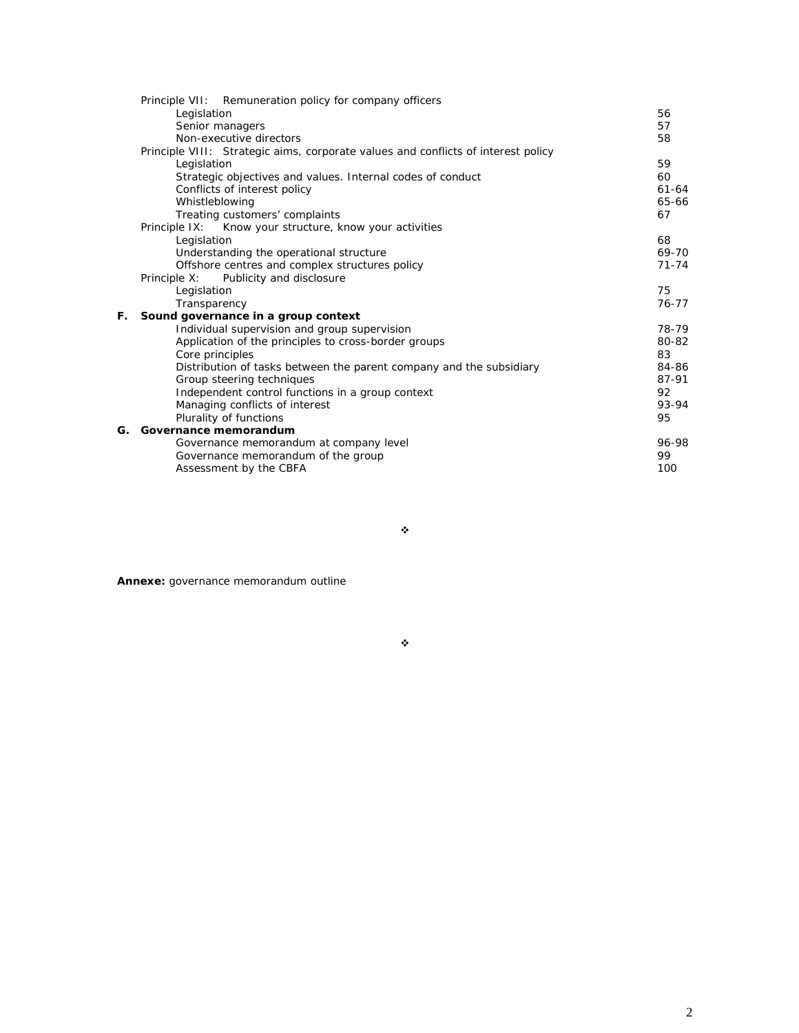| | | |
|---|---|---|
| | Principle VII: Remuneration policy for company officers | |
| | Legislation | 56 |
| | Senior managers | 57 |
| | Non-executive directors | 58 |
| | Principle VIII: Strategic aims, corporate values and conflicts of interest policy | |
| | Legislation | 59 |
| | Strategic objectives and values. Internal codes of conduct | 60 |
| | Conflicts of interest policy | 61-64 |
| | Whistleblowing | 65-66 |
| | Treating customers' complaints | 67 |
| | Principle IX: Know your structure, know your activities | |
| | Legislation | 68 |
| | Understanding the operational structure | 69-70 |
| | Offshore centres and complex structures policy | 71-74 |
| | Principle X: Publicity and disclosure | |
| | Legislation | 75 |
| | Transparency | 76-77 |
| **F.** | **Sound governance in a group context** | |
| | Individual supervision and group supervision | 78-79 |
| | Application of the principles to cross-border groups | 80-82 |
| | Core principles | 83 |
| | Distribution of tasks between the parent company and the subsidiary | 84-86 |
| | Group steering techniques | 87-91 |
| | Independent control functions in a group context | 92 |
| | Managing conflicts of interest | 93-94 |
| | Plurality of functions | 95 |
| **G.** | **Governance memorandum** | |
| | Governance memorandum at company level | 96-98 |
| | Governance memorandum of the group | 99 |
| | Assessment by the CBFA | 100 |

❖

**Annexe:** governance memorandum outline

❖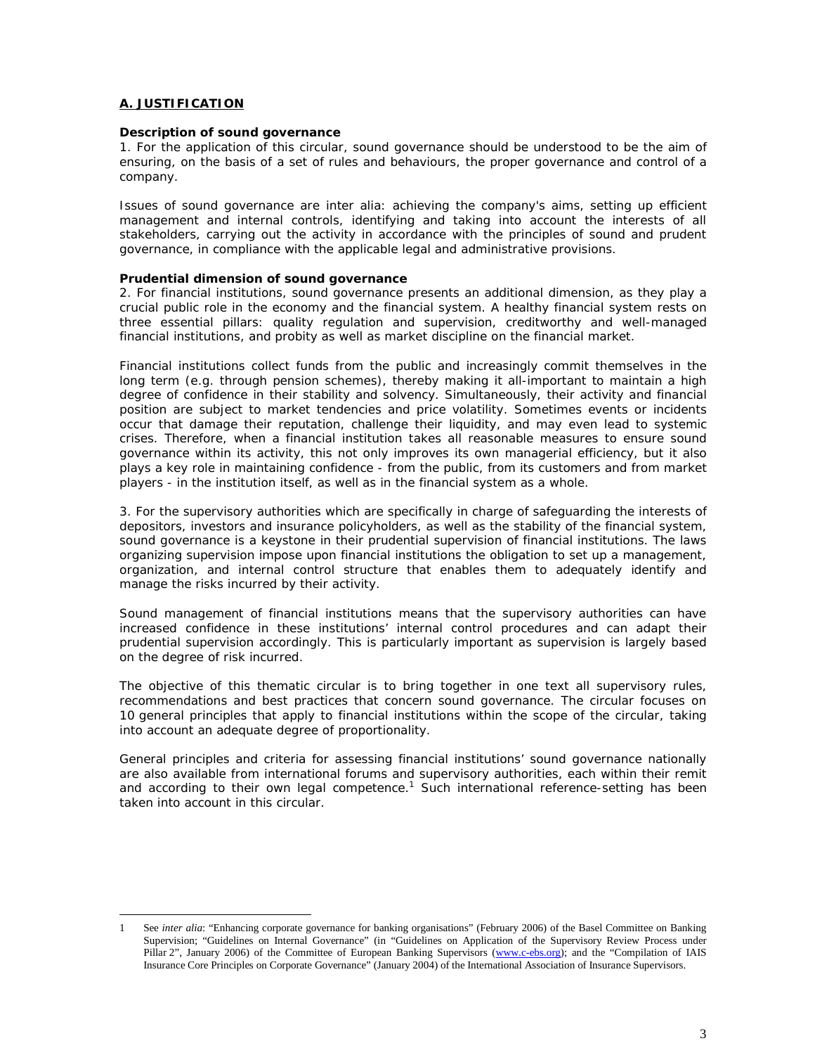## A. JUSTIFICATION

**Description of sound governance**

1. For the application of this circular, sound governance should be understood to be the aim of ensuring, on the basis of a set of rules and behaviours, the proper governance and control of a company.

Issues of sound governance are inter alia: achieving the company's aims, setting up efficient management and internal controls, identifying and taking into account the interests of all stakeholders, carrying out the activity in accordance with the principles of sound and prudent governance, in compliance with the applicable legal and administrative provisions.

**Prudential dimension of sound governance**

2. For financial institutions, sound governance presents an additional dimension, as they play a crucial public role in the economy and the financial system. A healthy financial system rests on three essential pillars: quality regulation and supervision, creditworthy and well-managed financial institutions, and probity as well as market discipline on the financial market.

Financial institutions collect funds from the public and increasingly commit themselves in the long term (e.g. through pension schemes), thereby making it all-important to maintain a high degree of confidence in their stability and solvency. Simultaneously, their activity and financial position are subject to market tendencies and price volatility. Sometimes events or incidents occur that damage their reputation, challenge their liquidity, and may even lead to systemic crises. Therefore, when a financial institution takes all reasonable measures to ensure sound governance within its activity, this not only improves its own managerial efficiency, but it also plays a key role in maintaining confidence - from the public, from its customers and from market players - in the institution itself, as well as in the financial system as a whole.

3. For the supervisory authorities which are specifically in charge of safeguarding the interests of depositors, investors and insurance policyholders, as well as the stability of the financial system, sound governance is a keystone in their prudential supervision of financial institutions. The laws organizing supervision impose upon financial institutions the obligation to set up a management, organization, and internal control structure that enables them to adequately identify and manage the risks incurred by their activity.

Sound management of financial institutions means that the supervisory authorities can have increased confidence in these institutions' internal control procedures and can adapt their prudential supervision accordingly. This is particularly important as supervision is largely based on the degree of risk incurred.

The objective of this thematic circular is to bring together in one text all supervisory rules, recommendations and best practices that concern sound governance. The circular focuses on 10 general principles that apply to financial institutions within the scope of the circular, taking into account an adequate degree of proportionality.

General principles and criteria for assessing financial institutions' sound governance nationally are also available from international forums and supervisory authorities, each within their remit and according to their own legal competence.[1] Such international reference-setting has been taken into account in this circular.

---

1 See *inter alia*: "Enhancing corporate governance for banking organisations" (February 2006) of the Basel Committee on Banking Supervision; "Guidelines on Internal Governance" (in "Guidelines on Application of the Supervisory Review Process under Pillar 2", January 2006) of the Committee of European Banking Supervisors (www.c-ebs.org); and the "Compilation of IAIS Insurance Core Principles on Corporate Governance" (January 2004) of the International Association of Insurance Supervisors.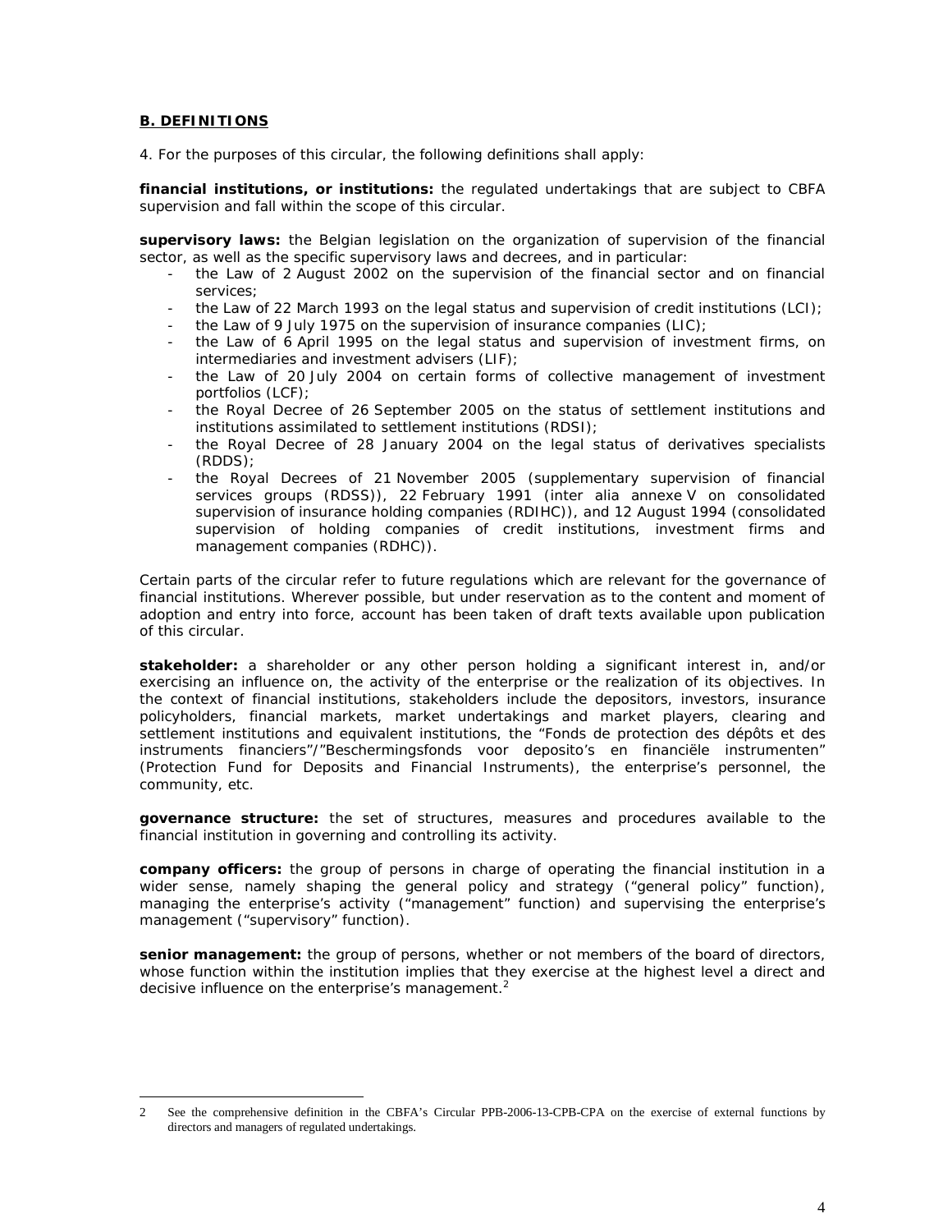## B. DEFINITIONS

4. For the purposes of this circular, the following definitions shall apply:

**financial institutions, or institutions:** the regulated undertakings that are subject to CBFA supervision and fall within the scope of this circular.

**supervisory laws:** the Belgian legislation on the organization of supervision of the financial sector, as well as the specific supervisory laws and decrees, and in particular:

- the Law of 2 August 2002 on the supervision of the financial sector and on financial services;
- the Law of 22 March 1993 on the legal status and supervision of credit institutions (LCI);
- the Law of 9 July 1975 on the supervision of insurance companies (LIC);
- the Law of 6 April 1995 on the legal status and supervision of investment firms, on intermediaries and investment advisers (LIF);
- the Law of 20 July 2004 on certain forms of collective management of investment portfolios (LCF);
- the Royal Decree of 26 September 2005 on the status of settlement institutions and institutions assimilated to settlement institutions (RDSI);
- the Royal Decree of 28 January 2004 on the legal status of derivatives specialists (RDDS);
- the Royal Decrees of 21 November 2005 (supplementary supervision of financial services groups (RDSS)), 22 February 1991 (inter alia annexe V on consolidated supervision of insurance holding companies (RDIHC)), and 12 August 1994 (consolidated supervision of holding companies of credit institutions, investment firms and management companies (RDHC)).

Certain parts of the circular refer to future regulations which are relevant for the governance of financial institutions. Wherever possible, but under reservation as to the content and moment of adoption and entry into force, account has been taken of draft texts available upon publication of this circular.

**stakeholder:** a shareholder or any other person holding a significant interest in, and/or exercising an influence on, the activity of the enterprise or the realization of its objectives. In the context of financial institutions, stakeholders include the depositors, investors, insurance policyholders, financial markets, market undertakings and market players, clearing and settlement institutions and equivalent institutions, the "Fonds de protection des dépôts et des instruments financiers"/"Beschermingsfonds voor deposito's en financiële instrumenten" (Protection Fund for Deposits and Financial Instruments), the enterprise's personnel, the community, etc.

**governance structure:** the set of structures, measures and procedures available to the financial institution in governing and controlling its activity.

**company officers:** the group of persons in charge of operating the financial institution in a wider sense, namely shaping the general policy and strategy ("general policy" function), managing the enterprise's activity ("management" function) and supervising the enterprise's management ("supervisory" function).

**senior management:** the group of persons, whether or not members of the board of directors, whose function within the institution implies that they exercise at the highest level a direct and decisive influence on the enterprise's management.[2]

---

[2] See the comprehensive definition in the CBFA's Circular PPB-2006-13-CPB-CPA on the exercise of external functions by directors and managers of regulated undertakings.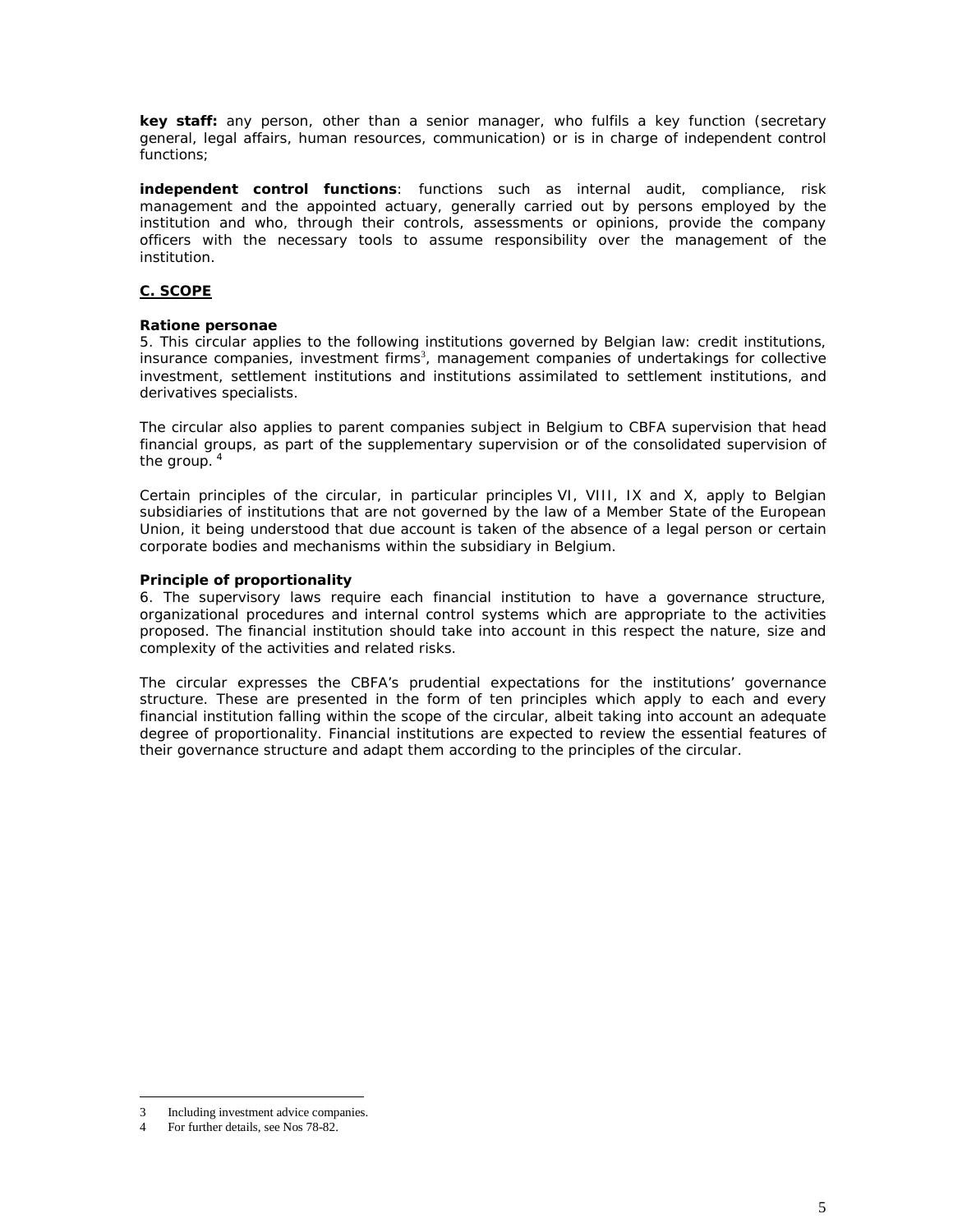**key staff:** any person, other than a senior manager, who fulfils a key function (secretary general, legal affairs, human resources, communication) or is in charge of independent control functions;

**independent control functions**: functions such as internal audit, compliance, risk management and the appointed actuary, generally carried out by persons employed by the institution and who, through their controls, assessments or opinions, provide the company officers with the necessary tools to assume responsibility over the management of the institution.

## C. SCOPE

**Ratione personae**

5. This circular applies to the following institutions governed by Belgian law: credit institutions, insurance companies, investment firms[3], management companies of undertakings for collective investment, settlement institutions and institutions assimilated to settlement institutions, and derivatives specialists.

The circular also applies to parent companies subject in Belgium to CBFA supervision that head financial groups, as part of the supplementary supervision or of the consolidated supervision of the group.[4]

Certain principles of the circular, in particular principles VI, VIII, IX and X, apply to Belgian subsidiaries of institutions that are not governed by the law of a Member State of the European Union, it being understood that due account is taken of the absence of a legal person or certain corporate bodies and mechanisms within the subsidiary in Belgium.

**Principle of proportionality**

6. The supervisory laws require each financial institution to have a governance structure, organizational procedures and internal control systems which are appropriate to the activities proposed. The financial institution should take into account in this respect the nature, size and complexity of the activities and related risks.

The circular expresses the CBFA's prudential expectations for the institutions' governance structure. These are presented in the form of ten principles which apply to each and every financial institution falling within the scope of the circular, albeit taking into account an adequate degree of proportionality. Financial institutions are expected to review the essential features of their governance structure and adapt them according to the principles of the circular.

---

3 Including investment advice companies.

4 For further details, see Nos 78-82.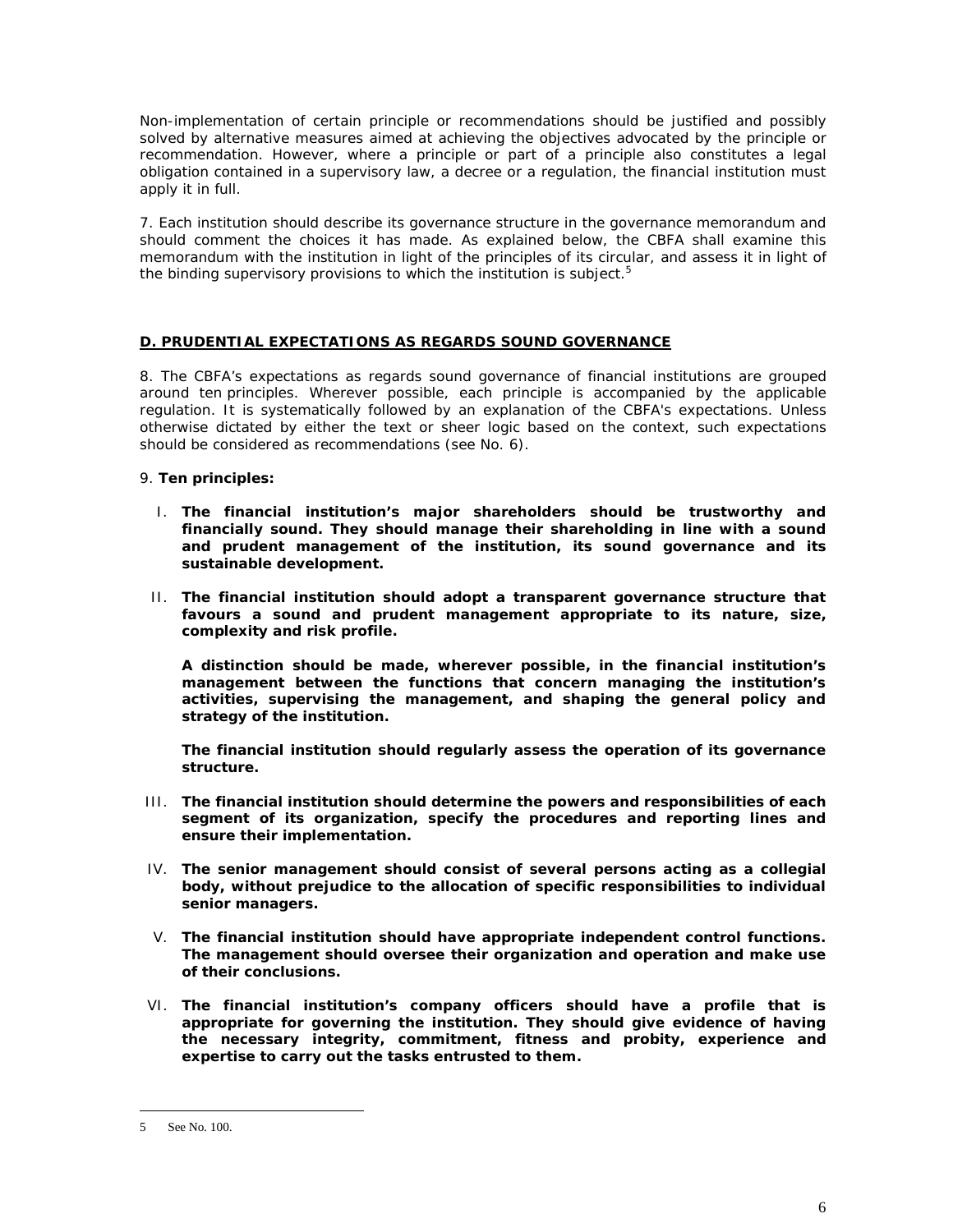Non-implementation of certain principle or recommendations should be justified and possibly solved by alternative measures aimed at achieving the objectives advocated by the principle or recommendation. However, where a principle or part of a principle also constitutes a legal obligation contained in a supervisory law, a decree or a regulation, the financial institution must apply it in full.

7. Each institution should describe its governance structure in the governance memorandum and should comment the choices it has made. As explained below, the CBFA shall examine this memorandum with the institution in light of the principles of its circular, and assess it in light of the binding supervisory provisions to which the institution is subject.[5]

## D. PRUDENTIAL EXPECTATIONS AS REGARDS SOUND GOVERNANCE

8. The CBFA's expectations as regards sound governance of financial institutions are grouped around ten principles. Wherever possible, each principle is accompanied by the applicable regulation. It is systematically followed by an explanation of the CBFA's expectations. Unless otherwise dictated by either the text or sheer logic based on the context, such expectations should be considered as recommendations (see No. 6).

9. **Ten principles:**

I. **The financial institution's major shareholders should be trustworthy and financially sound. They should manage their shareholding in line with a sound and prudent management of the institution, its sound governance and its sustainable development.**

II. **The financial institution should adopt a transparent governance structure that favours a sound and prudent management appropriate to its nature, size, complexity and risk profile.**

   **A distinction should be made, wherever possible, in the financial institution's management between the functions that concern managing the institution's activities, supervising the management, and shaping the general policy and strategy of the institution.**

   **The financial institution should regularly assess the operation of its governance structure.**

III. **The financial institution should determine the powers and responsibilities of each segment of its organization, specify the procedures and reporting lines and ensure their implementation.**

IV. **The senior management should consist of several persons acting as a collegial body, without prejudice to the allocation of specific responsibilities to individual senior managers.**

V. **The financial institution should have appropriate independent control functions. The management should oversee their organization and operation and make use of their conclusions.**

VI. **The financial institution's company officers should have a profile that is appropriate for governing the institution. They should give evidence of having the necessary integrity, commitment, fitness and probity, experience and expertise to carry out the tasks entrusted to them.**

---

5 See No. 100.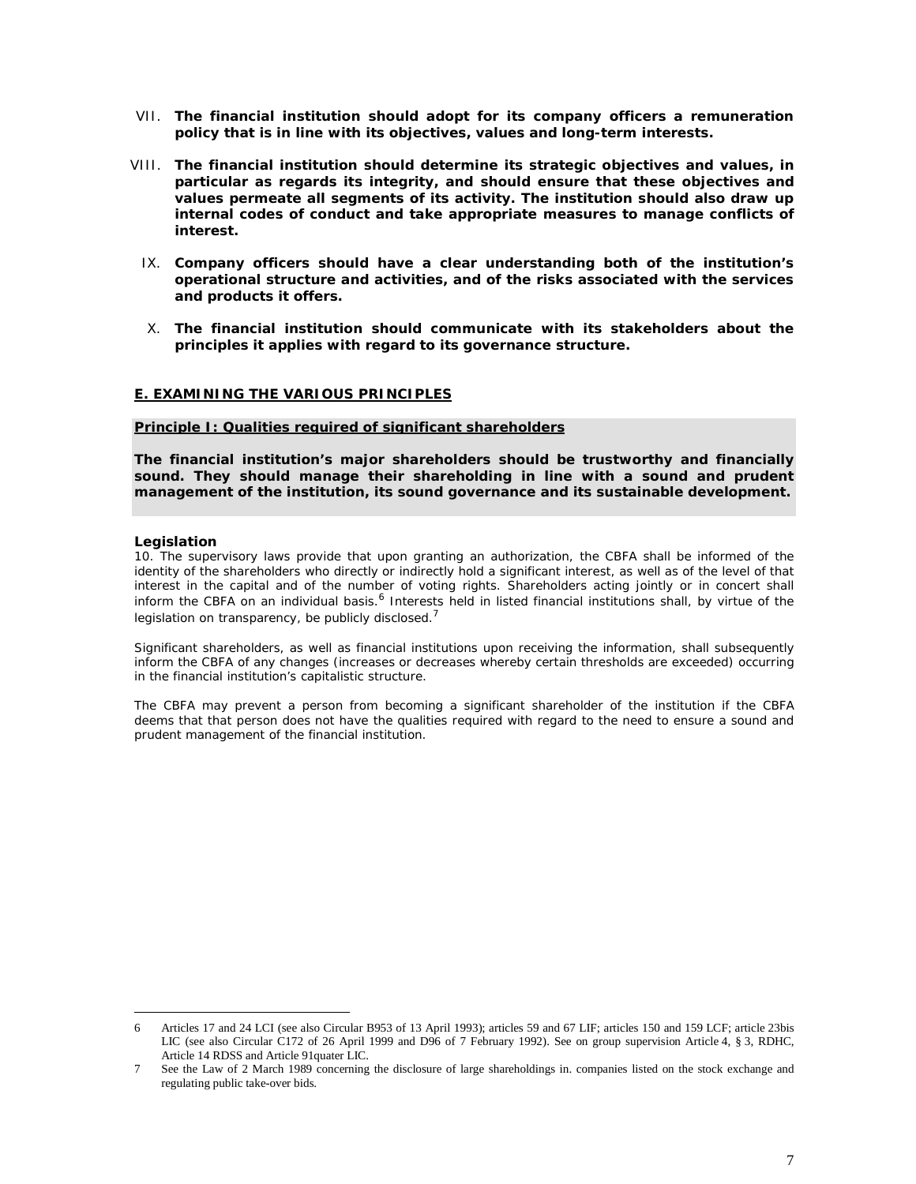VII. **The financial institution should adopt for its company officers a remuneration policy that is in line with its objectives, values and long-term interests.**

VIII. **The financial institution should determine its strategic objectives and values, in particular as regards its integrity, and should ensure that these objectives and values permeate all segments of its activity. The institution should also draw up internal codes of conduct and take appropriate measures to manage conflicts of interest.**

IX. **Company officers should have a clear understanding both of the institution's operational structure and activities, and of the risks associated with the services and products it offers.**

X. **The financial institution should communicate with its stakeholders about the principles it applies with regard to its governance structure.**

## E. EXAMINING THE VARIOUS PRINCIPLES

### Principle I: Qualities required of significant shareholders

**The financial institution's major shareholders should be trustworthy and financially sound. They should manage their shareholding in line with a sound and prudent management of the institution, its sound governance and its sustainable development.**

#### Legislation

10. The supervisory laws provide that upon granting an authorization, the CBFA shall be informed of the identity of the shareholders who directly or indirectly hold a significant interest, as well as of the level of that interest in the capital and of the number of voting rights. Shareholders acting jointly or in concert shall inform the CBFA on an individual basis.[6] Interests held in listed financial institutions shall, by virtue of the legislation on transparency, be publicly disclosed.[7]

Significant shareholders, as well as financial institutions upon receiving the information, shall subsequently inform the CBFA of any changes (increases or decreases whereby certain thresholds are exceeded) occurring in the financial institution's capitalistic structure.

The CBFA may prevent a person from becoming a significant shareholder of the institution if the CBFA deems that that person does not have the qualities required with regard to the need to ensure a sound and prudent management of the financial institution.

---

6 Articles 17 and 24 LCI (see also Circular B953 of 13 April 1993); articles 59 and 67 LIF; articles 150 and 159 LCF; article 23bis LIC (see also Circular C172 of 26 April 1999 and D96 of 7 February 1992). See on group supervision Article 4, § 3, RDHC, Article 14 RDSS and Article 91quater LIC.

7 See the Law of 2 March 1989 concerning the disclosure of large shareholdings in. companies listed on the stock exchange and regulating public take-over bids.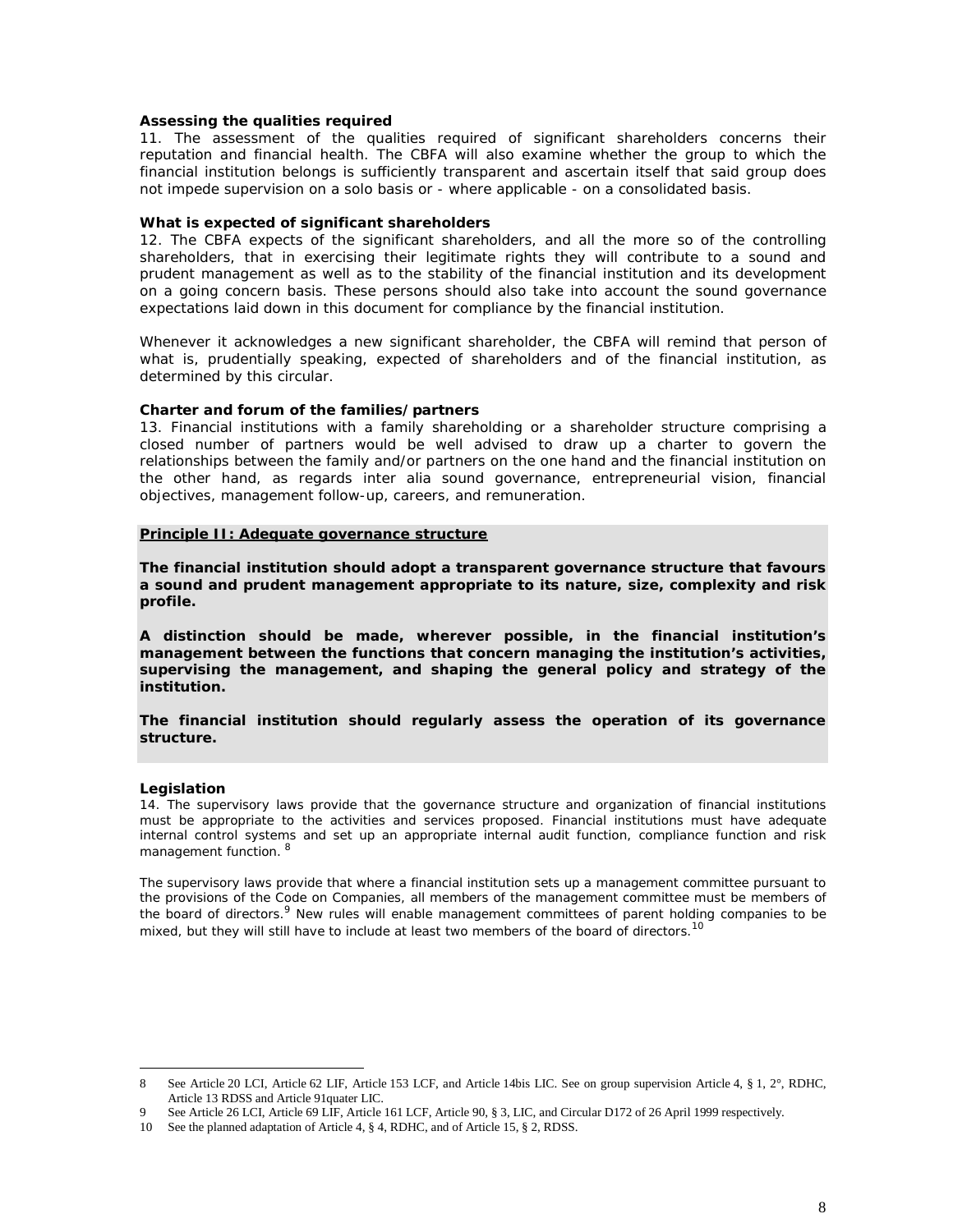**Assessing the qualities required**

11. The assessment of the qualities required of significant shareholders concerns their reputation and financial health. The CBFA will also examine whether the group to which the financial institution belongs is sufficiently transparent and ascertain itself that said group does not impede supervision on a solo basis or - where applicable - on a consolidated basis.

**What is expected of significant shareholders**

12. The CBFA expects of the significant shareholders, and all the more so of the controlling shareholders, that in exercising their legitimate rights they will contribute to a sound and prudent management as well as to the stability of the financial institution and its development on a going concern basis. These persons should also take into account the sound governance expectations laid down in this document for compliance by the financial institution.

Whenever it acknowledges a new significant shareholder, the CBFA will remind that person of what is, prudentially speaking, expected of shareholders and of the financial institution, as determined by this circular.

**Charter and forum of the families/partners**

13. Financial institutions with a family shareholding or a shareholder structure comprising a closed number of partners would be well advised to draw up a charter to govern the relationships between the family and/or partners on the one hand and the financial institution on the other hand, as regards inter alia sound governance, entrepreneurial vision, financial objectives, management follow-up, careers, and remuneration.

**Principle II: Adequate governance structure**

**The financial institution should adopt a transparent governance structure that favours a sound and prudent management appropriate to its nature, size, complexity and risk profile.**

**A distinction should be made, wherever possible, in the financial institution's management between the functions that concern managing the institution's activities, supervising the management, and shaping the general policy and strategy of the institution.**

**The financial institution should regularly assess the operation of its governance structure.**

**Legislation**

14. The supervisory laws provide that the governance structure and organization of financial institutions must be appropriate to the activities and services proposed. Financial institutions must have adequate internal control systems and set up an appropriate internal audit function, compliance function and risk management function. [8]

The supervisory laws provide that where a financial institution sets up a management committee pursuant to the provisions of the Code on Companies, all members of the management committee must be members of the board of directors.[9] New rules will enable management committees of parent holding companies to be mixed, but they will still have to include at least two members of the board of directors.[10]

---

8 See Article 20 LCI, Article 62 LIF, Article 153 LCF, and Article 14bis LIC. See on group supervision Article 4, § 1, 2°, RDHC, Article 13 RDSS and Article 91quater LIC.

9 See Article 26 LCI, Article 69 LIF, Article 161 LCF, Article 90, § 3, LIC, and Circular D172 of 26 April 1999 respectively.

10 See the planned adaptation of Article 4, § 4, RDHC, and of Article 15, § 2, RDSS.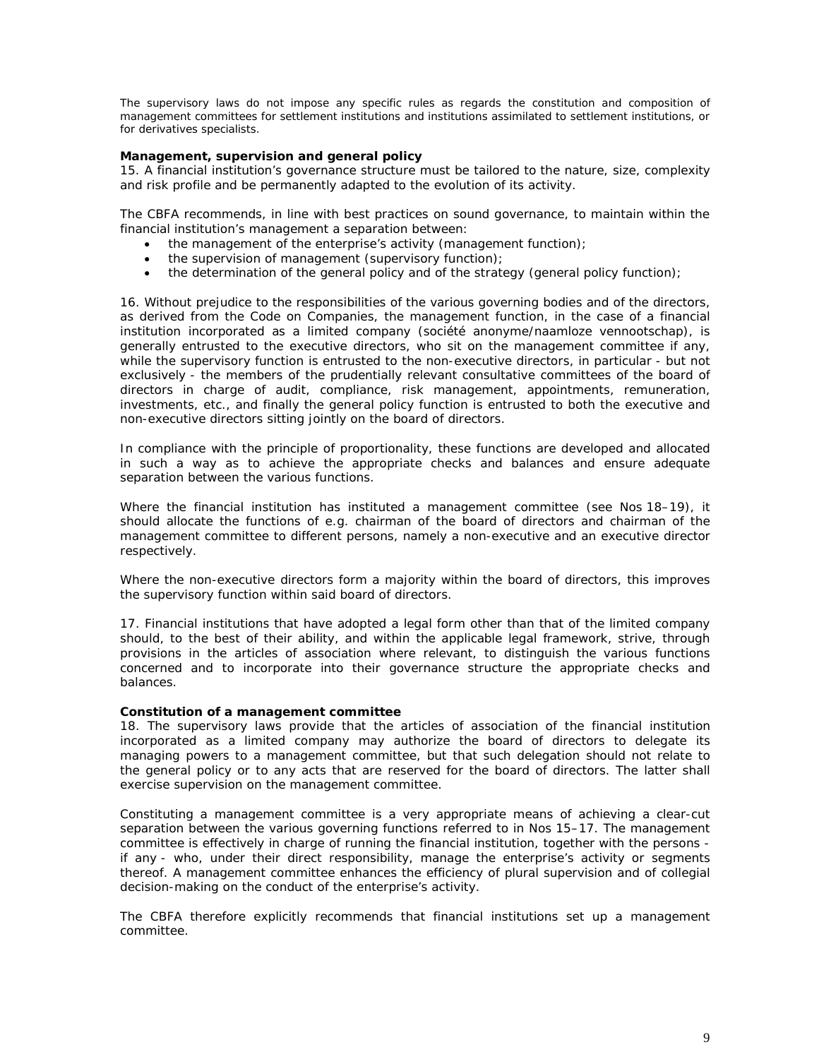The supervisory laws do not impose any specific rules as regards the constitution and composition of management committees for settlement institutions and institutions assimilated to settlement institutions, or for derivatives specialists.

**Management, supervision and general policy**

15. A financial institution's governance structure must be tailored to the nature, size, complexity and risk profile and be permanently adapted to the evolution of its activity.

The CBFA recommends, in line with best practices on sound governance, to maintain within the financial institution's management a separation between:

- the management of the enterprise's activity (management function);
- the supervision of management (supervisory function);
- the determination of the general policy and of the strategy (general policy function);

16. Without prejudice to the responsibilities of the various governing bodies and of the directors, as derived from the Code on Companies, the management function, in the case of a financial institution incorporated as a limited company (société anonyme/naamloze vennootschap), is generally entrusted to the executive directors, who sit on the management committee if any, while the supervisory function is entrusted to the non-executive directors, in particular - but not exclusively - the members of the prudentially relevant consultative committees of the board of directors in charge of audit, compliance, risk management, appointments, remuneration, investments, etc., and finally the general policy function is entrusted to both the executive and non-executive directors sitting jointly on the board of directors.

In compliance with the principle of proportionality, these functions are developed and allocated in such a way as to achieve the appropriate checks and balances and ensure adequate separation between the various functions.

Where the financial institution has instituted a management committee (see Nos 18–19), it should allocate the functions of e.g. chairman of the board of directors and chairman of the management committee to different persons, namely a non-executive and an executive director respectively.

Where the non-executive directors form a majority within the board of directors, this improves the supervisory function within said board of directors.

17. Financial institutions that have adopted a legal form other than that of the limited company should, to the best of their ability, and within the applicable legal framework, strive, through provisions in the articles of association where relevant, to distinguish the various functions concerned and to incorporate into their governance structure the appropriate checks and balances.

**Constitution of a management committee**

18. The supervisory laws provide that the articles of association of the financial institution incorporated as a limited company may authorize the board of directors to delegate its managing powers to a management committee, but that such delegation should not relate to the general policy or to any acts that are reserved for the board of directors. The latter shall exercise supervision on the management committee.

Constituting a management committee is a very appropriate means of achieving a clear-cut separation between the various governing functions referred to in Nos 15–17. The management committee is effectively in charge of running the financial institution, together with the persons - if any - who, under their direct responsibility, manage the enterprise's activity or segments thereof. A management committee enhances the efficiency of plural supervision and of collegial decision-making on the conduct of the enterprise's activity.

The CBFA therefore explicitly recommends that financial institutions set up a management committee.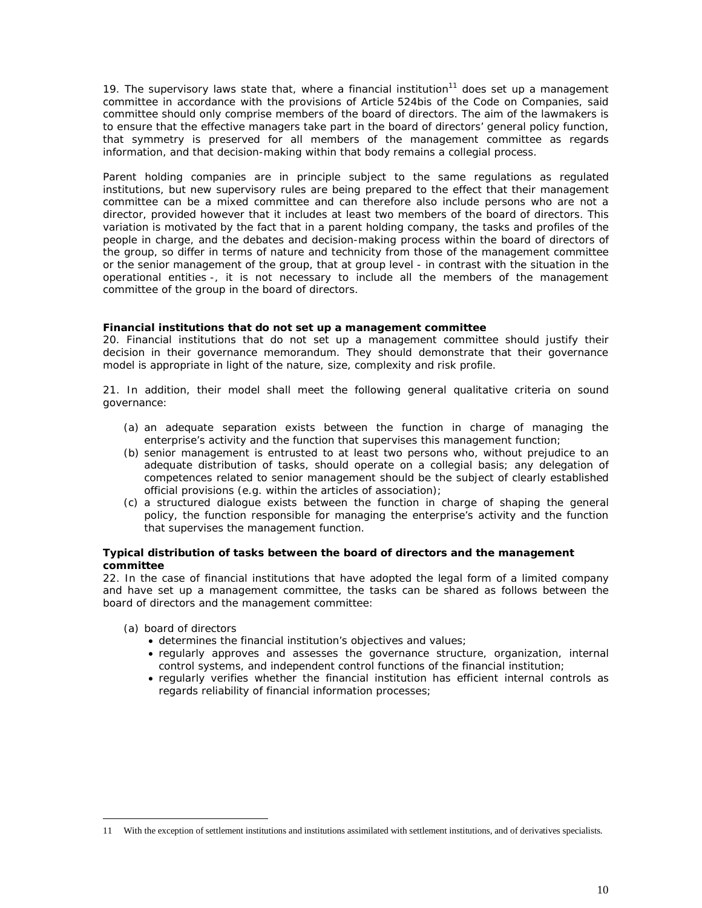19. The supervisory laws state that, where a financial institution[11] does set up a management committee in accordance with the provisions of Article 524bis of the Code on Companies, said committee should only comprise members of the board of directors. The aim of the lawmakers is to ensure that the effective managers take part in the board of directors' general policy function, that symmetry is preserved for all members of the management committee as regards information, and that decision-making within that body remains a collegial process.

Parent holding companies are in principle subject to the same regulations as regulated institutions, but new supervisory rules are being prepared to the effect that their management committee can be a mixed committee and can therefore also include persons who are not a director, provided however that it includes at least two members of the board of directors. This variation is motivated by the fact that in a parent holding company, the tasks and profiles of the people in charge, and the debates and decision-making process within the board of directors of the group, so differ in terms of nature and technicity from those of the management committee or the senior management of the group, that at group level - in contrast with the situation in the operational entities -, it is not necessary to include all the members of the management committee of the group in the board of directors.

**Financial institutions that do not set up a management committee**

20. Financial institutions that do not set up a management committee should justify their decision in their governance memorandum. They should demonstrate that their governance model is appropriate in light of the nature, size, complexity and risk profile.

21. In addition, their model shall meet the following general qualitative criteria on sound governance:

(a) an adequate separation exists between the function in charge of managing the enterprise's activity and the function that supervises this management function;

(b) senior management is entrusted to at least two persons who, without prejudice to an adequate distribution of tasks, should operate on a collegial basis; any delegation of competences related to senior management should be the subject of clearly established official provisions (e.g. within the articles of association);

(c) a structured dialogue exists between the function in charge of shaping the general policy, the function responsible for managing the enterprise's activity and the function that supervises the management function.

**Typical distribution of tasks between the board of directors and the management committee**

22. In the case of financial institutions that have adopted the legal form of a limited company and have set up a management committee, the tasks can be shared as follows between the board of directors and the management committee:

(a) board of directors
- determines the financial institution's objectives and values;
- regularly approves and assesses the governance structure, organization, internal control systems, and independent control functions of the financial institution;
- regularly verifies whether the financial institution has efficient internal controls as regards reliability of financial information processes;

---

11 With the exception of settlement institutions and institutions assimilated with settlement institutions, and of derivatives specialists.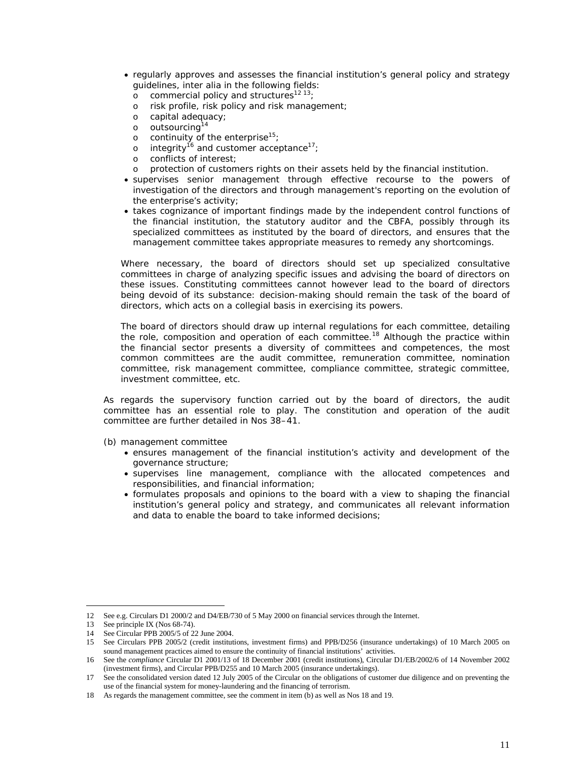- regularly approves and assesses the financial institution's general policy and strategy guidelines, inter alia in the following fields:
  - o commercial policy and structures[12 13];
  - o risk profile, risk policy and risk management;
  - o capital adequacy;
  - o outsourcing[14]
  - o continuity of the enterprise[15];
  - o integrity[16] and customer acceptance[17];
  - o conflicts of interest;
  - o protection of customers rights on their assets held by the financial institution.
- supervises senior management through effective recourse to the powers of investigation of the directors and through management's reporting on the evolution of the enterprise's activity;
- takes cognizance of important findings made by the independent control functions of the financial institution, the statutory auditor and the CBFA, possibly through its specialized committees as instituted by the board of directors, and ensures that the management committee takes appropriate measures to remedy any shortcomings.

Where necessary, the board of directors should set up specialized consultative committees in charge of analyzing specific issues and advising the board of directors on these issues. Constituting committees cannot however lead to the board of directors being devoid of its substance: decision-making should remain the task of the board of directors, which acts on a collegial basis in exercising its powers.

The board of directors should draw up internal regulations for each committee, detailing the role, composition and operation of each committee.[18] Although the practice within the financial sector presents a diversity of committees and competences, the most common committees are the audit committee, remuneration committee, nomination committee, risk management committee, compliance committee, strategic committee, investment committee, etc.

As regards the supervisory function carried out by the board of directors, the audit committee has an essential role to play. The constitution and operation of the audit committee are further detailed in Nos 38–41.

(b) management committee

- ensures management of the financial institution's activity and development of the governance structure;
- supervises line management, compliance with the allocated competences and responsibilities, and financial information;
- formulates proposals and opinions to the board with a view to shaping the financial institution's general policy and strategy, and communicates all relevant information and data to enable the board to take informed decisions;

---

12 See e.g. Circulars D1 2000/2 and D4/EB/730 of 5 May 2000 on financial services through the Internet.

13 See principle IX (Nos 68-74).

14 See Circular PPB 2005/5 of 22 June 2004.

15 See Circulars PPB 2005/2 (credit institutions, investment firms) and PPB/D256 (insurance undertakings) of 10 March 2005 on sound management practices aimed to ensure the continuity of financial institutions' activities.

16 See the *compliance* Circular D1 2001/13 of 18 December 2001 (credit institutions), Circular D1/EB/2002/6 of 14 November 2002 (investment firms), and Circular PPB/D255 and 10 March 2005 (insurance undertakings).

17 See the consolidated version dated 12 July 2005 of the Circular on the obligations of customer due diligence and on preventing the use of the financial system for money-laundering and the financing of terrorism.

18 As regards the management committee, see the comment in item (b) as well as Nos 18 and 19.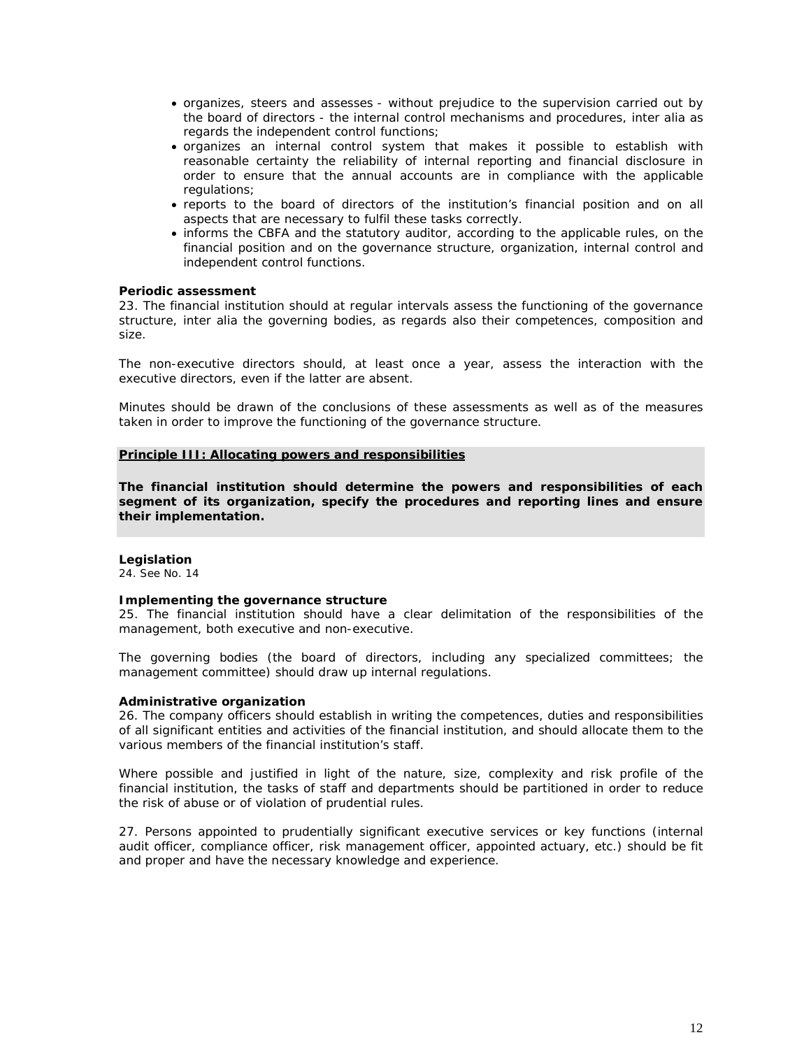- organizes, steers and assesses - without prejudice to the supervision carried out by the board of directors - the internal control mechanisms and procedures, inter alia as regards the independent control functions;
- organizes an internal control system that makes it possible to establish with reasonable certainty the reliability of internal reporting and financial disclosure in order to ensure that the annual accounts are in compliance with the applicable regulations;
- reports to the board of directors of the institution's financial position and on all aspects that are necessary to fulfil these tasks correctly.
- informs the CBFA and the statutory auditor, according to the applicable rules, on the financial position and on the governance structure, organization, internal control and independent control functions.

**Periodic assessment**

23. The financial institution should at regular intervals assess the functioning of the governance structure, inter alia the governing bodies, as regards also their competences, composition and size.

The non-executive directors should, at least once a year, assess the interaction with the executive directors, even if the latter are absent.

Minutes should be drawn of the conclusions of these assessments as well as of the measures taken in order to improve the functioning of the governance structure.

**Principle III: Allocating powers and responsibilities**

**The financial institution should determine the powers and responsibilities of each segment of its organization, specify the procedures and reporting lines and ensure their implementation.**

**Legislation**

24. See No. 14

**Implementing the governance structure**

25. The financial institution should have a clear delimitation of the responsibilities of the management, both executive and non-executive.

The governing bodies (the board of directors, including any specialized committees; the management committee) should draw up internal regulations.

**Administrative organization**

26. The company officers should establish in writing the competences, duties and responsibilities of all significant entities and activities of the financial institution, and should allocate them to the various members of the financial institution's staff.

Where possible and justified in light of the nature, size, complexity and risk profile of the financial institution, the tasks of staff and departments should be partitioned in order to reduce the risk of abuse or of violation of prudential rules.

27. Persons appointed to prudentially significant executive services or key functions (internal audit officer, compliance officer, risk management officer, appointed actuary, etc.) should be fit and proper and have the necessary knowledge and experience.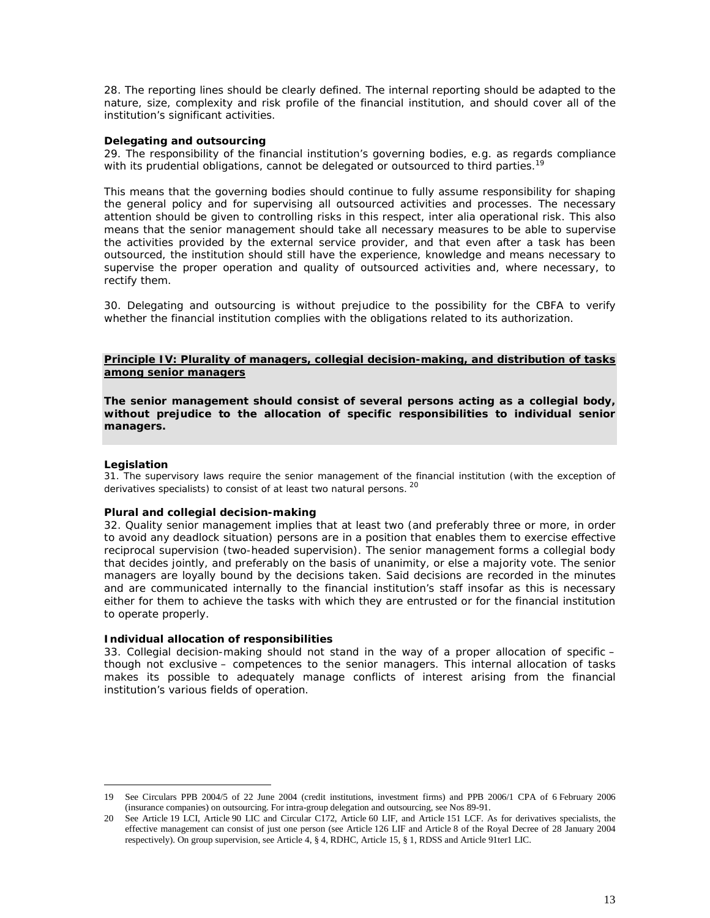28. The reporting lines should be clearly defined. The internal reporting should be adapted to the nature, size, complexity and risk profile of the financial institution, and should cover all of the institution's significant activities.

**Delegating and outsourcing**

29. The responsibility of the financial institution's governing bodies, e.g. as regards compliance with its prudential obligations, cannot be delegated or outsourced to third parties.[19]

This means that the governing bodies should continue to fully assume responsibility for shaping the general policy and for supervising all outsourced activities and processes. The necessary attention should be given to controlling risks in this respect, inter alia operational risk. This also means that the senior management should take all necessary measures to be able to supervise the activities provided by the external service provider, and that even after a task has been outsourced, the institution should still have the experience, knowledge and means necessary to supervise the proper operation and quality of outsourced activities and, where necessary, to rectify them.

30. Delegating and outsourcing is without prejudice to the possibility for the CBFA to verify whether the financial institution complies with the obligations related to its authorization.

**Principle IV: Plurality of managers, collegial decision-making, and distribution of tasks among senior managers**

**The senior management should consist of several persons acting as a collegial body, without prejudice to the allocation of specific responsibilities to individual senior managers.**

**Legislation**

31. The supervisory laws require the senior management of the financial institution (with the exception of derivatives specialists) to consist of at least two natural persons. [20]

**Plural and collegial decision-making**

32. Quality senior management implies that at least two (and preferably three or more, in order to avoid any deadlock situation) persons are in a position that enables them to exercise effective reciprocal supervision (two-headed supervision). The senior management forms a collegial body that decides jointly, and preferably on the basis of unanimity, or else a majority vote. The senior managers are loyally bound by the decisions taken. Said decisions are recorded in the minutes and are communicated internally to the financial institution's staff insofar as this is necessary either for them to achieve the tasks with which they are entrusted or for the financial institution to operate properly.

**Individual allocation of responsibilities**

33. Collegial decision-making should not stand in the way of a proper allocation of specific – though not exclusive – competences to the senior managers. This internal allocation of tasks makes its possible to adequately manage conflicts of interest arising from the financial institution's various fields of operation.

---

19 See Circulars PPB 2004/5 of 22 June 2004 (credit institutions, investment firms) and PPB 2006/1 CPA of 6 February 2006 (insurance companies) on outsourcing. For intra-group delegation and outsourcing, see Nos 89-91.

20 See Article 19 LCI, Article 90 LIC and Circular C172, Article 60 LIF, and Article 151 LCF. As for derivatives specialists, the effective management can consist of just one person (see Article 126 LIF and Article 8 of the Royal Decree of 28 January 2004 respectively). On group supervision, see Article 4, § 4, RDHC, Article 15, § 1, RDSS and Article 91ter1 LIC.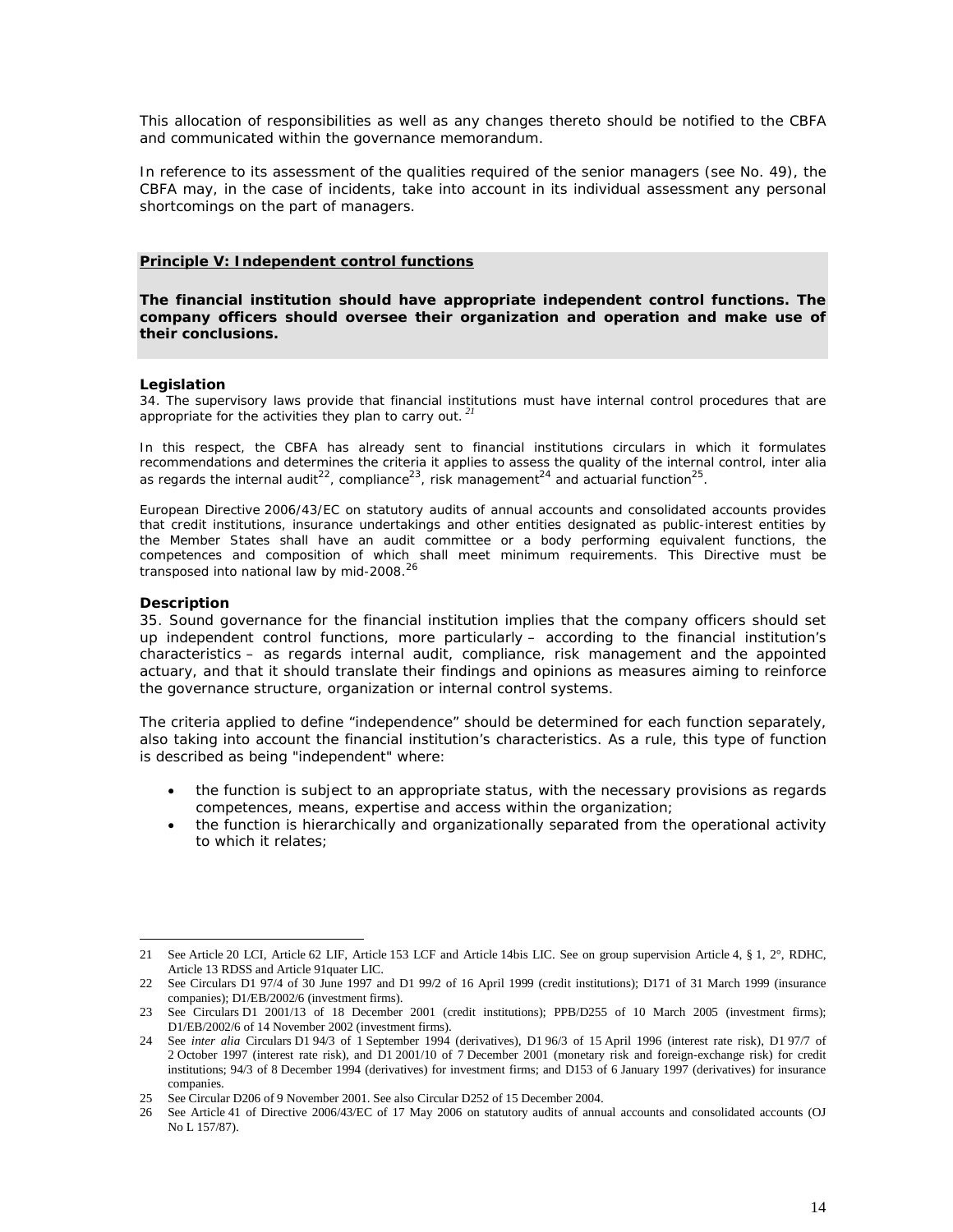This allocation of responsibilities as well as any changes thereto should be notified to the CBFA and communicated within the governance memorandum.

In reference to its assessment of the qualities required of the senior managers (see No. 49), the CBFA may, in the case of incidents, take into account in its individual assessment any personal shortcomings on the part of managers.

## Principle V: Independent control functions

**The financial institution should have appropriate independent control functions. The company officers should oversee their organization and operation and make use of their conclusions.**

### Legislation

34. The supervisory laws provide that financial institutions must have internal control procedures that are appropriate for the activities they plan to carry out.[21]

In this respect, the CBFA has already sent to financial institutions circulars in which it formulates recommendations and determines the criteria it applies to assess the quality of the internal control, inter alia as regards the internal audit[22], compliance[23], risk management[24] and actuarial function[25].

European Directive 2006/43/EC on statutory audits of annual accounts and consolidated accounts provides that credit institutions, insurance undertakings and other entities designated as public-interest entities by the Member States shall have an audit committee or a body performing equivalent functions, the competences and composition of which shall meet minimum requirements. This Directive must be transposed into national law by mid-2008.[26]

### Description

35. Sound governance for the financial institution implies that the company officers should set up independent control functions, more particularly – according to the financial institution's characteristics – as regards internal audit, compliance, risk management and the appointed actuary, and that it should translate their findings and opinions as measures aiming to reinforce the governance structure, organization or internal control systems.

The criteria applied to define "independence" should be determined for each function separately, also taking into account the financial institution's characteristics. As a rule, this type of function is described as being "independent" where:

- the function is subject to an appropriate status, with the necessary provisions as regards competences, means, expertise and access within the organization;
- the function is hierarchically and organizationally separated from the operational activity to which it relates;

---

21 See Article 20 LCI, Article 62 LIF, Article 153 LCF and Article 14bis LIC. See on group supervision Article 4, § 1, 2°, RDHC, Article 13 RDSS and Article 91quater LIC.

22 See Circulars D1 97/4 of 30 June 1997 and D1 99/2 of 16 April 1999 (credit institutions); D171 of 31 March 1999 (insurance companies); D1/EB/2002/6 (investment firms).

23 See Circulars D1 2001/13 of 18 December 2001 (credit institutions); PPB/D255 of 10 March 2005 (investment firms); D1/EB/2002/6 of 14 November 2002 (investment firms).

24 See *inter alia* Circulars D1 94/3 of 1 September 1994 (derivatives), D1 96/3 of 15 April 1996 (interest rate risk), D1 97/7 of 2 October 1997 (interest rate risk), and D1 2001/10 of 7 December 2001 (monetary risk and foreign-exchange risk) for credit institutions; 94/3 of 8 December 1994 (derivatives) for investment firms; and D153 of 6 January 1997 (derivatives) for insurance companies.

25 See Circular D206 of 9 November 2001. See also Circular D252 of 15 December 2004.

26 See Article 41 of Directive 2006/43/EC of 17 May 2006 on statutory audits of annual accounts and consolidated accounts (OJ No L 157/87).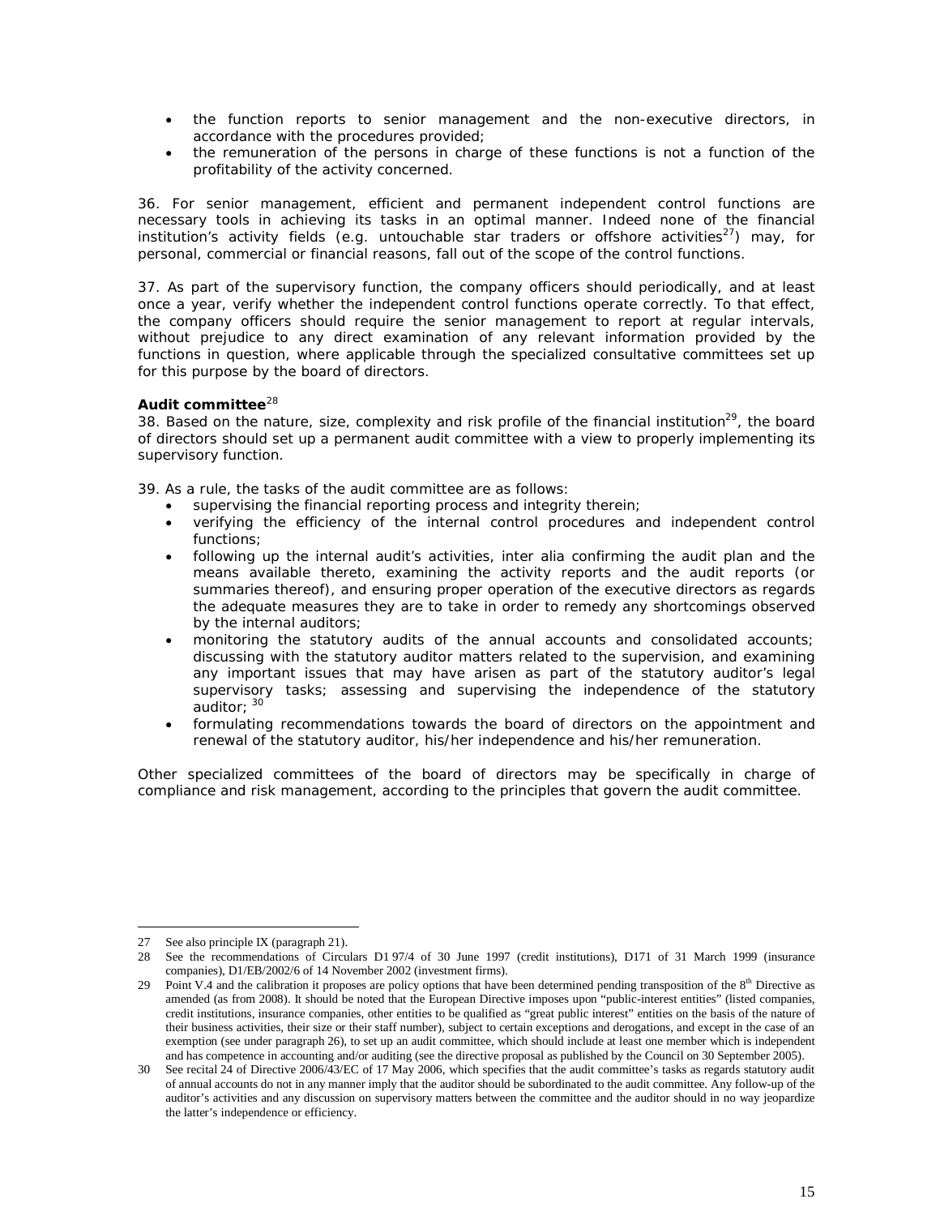- the function reports to senior management and the non-executive directors, in accordance with the procedures provided;
- the remuneration of the persons in charge of these functions is not a function of the profitability of the activity concerned.

36. For senior management, efficient and permanent independent control functions are necessary tools in achieving its tasks in an optimal manner. Indeed none of the financial institution's activity fields (e.g. untouchable star traders or offshore activities[27]) may, for personal, commercial or financial reasons, fall out of the scope of the control functions.

37. As part of the supervisory function, the company officers should periodically, and at least once a year, verify whether the independent control functions operate correctly. To that effect, the company officers should require the senior management to report at regular intervals, without prejudice to any direct examination of any relevant information provided by the functions in question, where applicable through the specialized consultative committees set up for this purpose by the board of directors.

**Audit committee**[28]

38. Based on the nature, size, complexity and risk profile of the financial institution[29], the board of directors should set up a permanent audit committee with a view to properly implementing its supervisory function.

39. As a rule, the tasks of the audit committee are as follows:

- supervising the financial reporting process and integrity therein;
- verifying the efficiency of the internal control procedures and independent control functions;
- following up the internal audit's activities, inter alia confirming the audit plan and the means available thereto, examining the activity reports and the audit reports (or summaries thereof), and ensuring proper operation of the executive directors as regards the adequate measures they are to take in order to remedy any shortcomings observed by the internal auditors;
- monitoring the statutory audits of the annual accounts and consolidated accounts; discussing with the statutory auditor matters related to the supervision, and examining any important issues that may have arisen as part of the statutory auditor's legal supervisory tasks; assessing and supervising the independence of the statutory auditor; [30]
- formulating recommendations towards the board of directors on the appointment and renewal of the statutory auditor, his/her independence and his/her remuneration.

Other specialized committees of the board of directors may be specifically in charge of compliance and risk management, according to the principles that govern the audit committee.

---

27 See also principle IX (paragraph 21).

28 See the recommendations of Circulars D1 97/4 of 30 June 1997 (credit institutions), D171 of 31 March 1999 (insurance companies), D1/EB/2002/6 of 14 November 2002 (investment firms).

29 Point V.4 and the calibration it proposes are policy options that have been determined pending transposition of the 8th Directive as amended (as from 2008). It should be noted that the European Directive imposes upon "public-interest entities" (listed companies, credit institutions, insurance companies, other entities to be qualified as "great public interest" entities on the basis of the nature of their business activities, their size or their staff number), subject to certain exceptions and derogations, and except in the case of an exemption (see under paragraph 26), to set up an audit committee, which should include at least one member which is independent and has competence in accounting and/or auditing (see the directive proposal as published by the Council on 30 September 2005).

30 See recital 24 of Directive 2006/43/EC of 17 May 2006, which specifies that the audit committee's tasks as regards statutory audit of annual accounts do not in any manner imply that the auditor should be subordinated to the audit committee. Any follow-up of the auditor's activities and any discussion on supervisory matters between the committee and the auditor should in no way jeopardize the latter's independence or efficiency.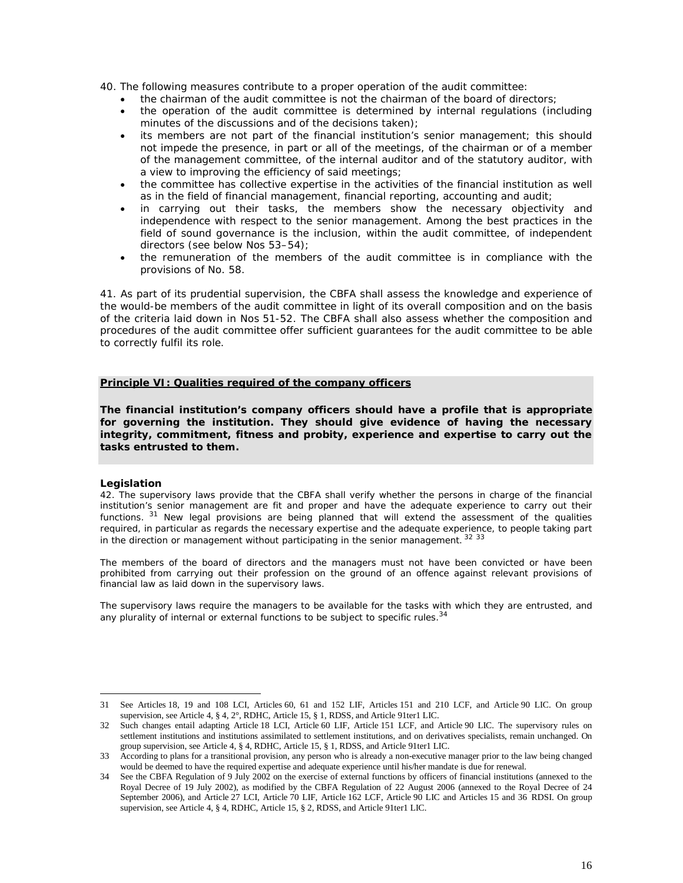40. The following measures contribute to a proper operation of the audit committee:

- the chairman of the audit committee is not the chairman of the board of directors;
- the operation of the audit committee is determined by internal regulations (including minutes of the discussions and of the decisions taken);
- its members are not part of the financial institution's senior management; this should not impede the presence, in part or all of the meetings, of the chairman or of a member of the management committee, of the internal auditor and of the statutory auditor, with a view to improving the efficiency of said meetings;
- the committee has collective expertise in the activities of the financial institution as well as in the field of financial management, financial reporting, accounting and audit;
- in carrying out their tasks, the members show the necessary objectivity and independence with respect to the senior management. Among the best practices in the field of sound governance is the inclusion, within the audit committee, of independent directors (see below Nos 53–54);
- the remuneration of the members of the audit committee is in compliance with the provisions of No. 58.

41. As part of its prudential supervision, the CBFA shall assess the knowledge and experience of the would-be members of the audit committee in light of its overall composition and on the basis of the criteria laid down in Nos 51-52. The CBFA shall also assess whether the composition and procedures of the audit committee offer sufficient guarantees for the audit committee to be able to correctly fulfil its role.

## Principle VI: Qualities required of the company officers

**The financial institution's company officers should have a profile that is appropriate for governing the institution. They should give evidence of having the necessary integrity, commitment, fitness and probity, experience and expertise to carry out the tasks entrusted to them.**

### Legislation

42. The supervisory laws provide that the CBFA shall verify whether the persons in charge of the financial institution's senior management are fit and proper and have the adequate experience to carry out their functions. [31] New legal provisions are being planned that will extend the assessment of the qualities required, in particular as regards the necessary expertise and the adequate experience, to people taking part in the direction or management without participating in the senior management. [32] [33]

The members of the board of directors and the managers must not have been convicted or have been prohibited from carrying out their profession on the ground of an offence against relevant provisions of financial law as laid down in the supervisory laws.

The supervisory laws require the managers to be available for the tasks with which they are entrusted, and any plurality of internal or external functions to be subject to specific rules.[34]

---

31 See Articles 18, 19 and 108 LCI, Articles 60, 61 and 152 LIF, Articles 151 and 210 LCF, and Article 90 LIC. On group supervision, see Article 4, § 4, 2°, RDHC, Article 15, § 1, RDSS, and Article 91ter1 LIC.

32 Such changes entail adapting Article 18 LCI, Article 60 LIF, Article 151 LCF, and Article 90 LIC. The supervisory rules on settlement institutions and institutions assimilated to settlement institutions, and on derivatives specialists, remain unchanged. On group supervision, see Article 4, § 4, RDHC, Article 15, § 1, RDSS, and Article 91ter1 LIC.

33 According to plans for a transitional provision, any person who is already a non-executive manager prior to the law being changed would be deemed to have the required expertise and adequate experience until his/her mandate is due for renewal.

34 See the CBFA Regulation of 9 July 2002 on the exercise of external functions by officers of financial institutions (annexed to the Royal Decree of 19 July 2002), as modified by the CBFA Regulation of 22 August 2006 (annexed to the Royal Decree of 24 September 2006), and Article 27 LCI, Article 70 LIF, Article 162 LCF, Article 90 LIC and Articles 15 and 36 RDSI. On group supervision, see Article 4, § 4, RDHC, Article 15, § 2, RDSS, and Article 91ter1 LIC.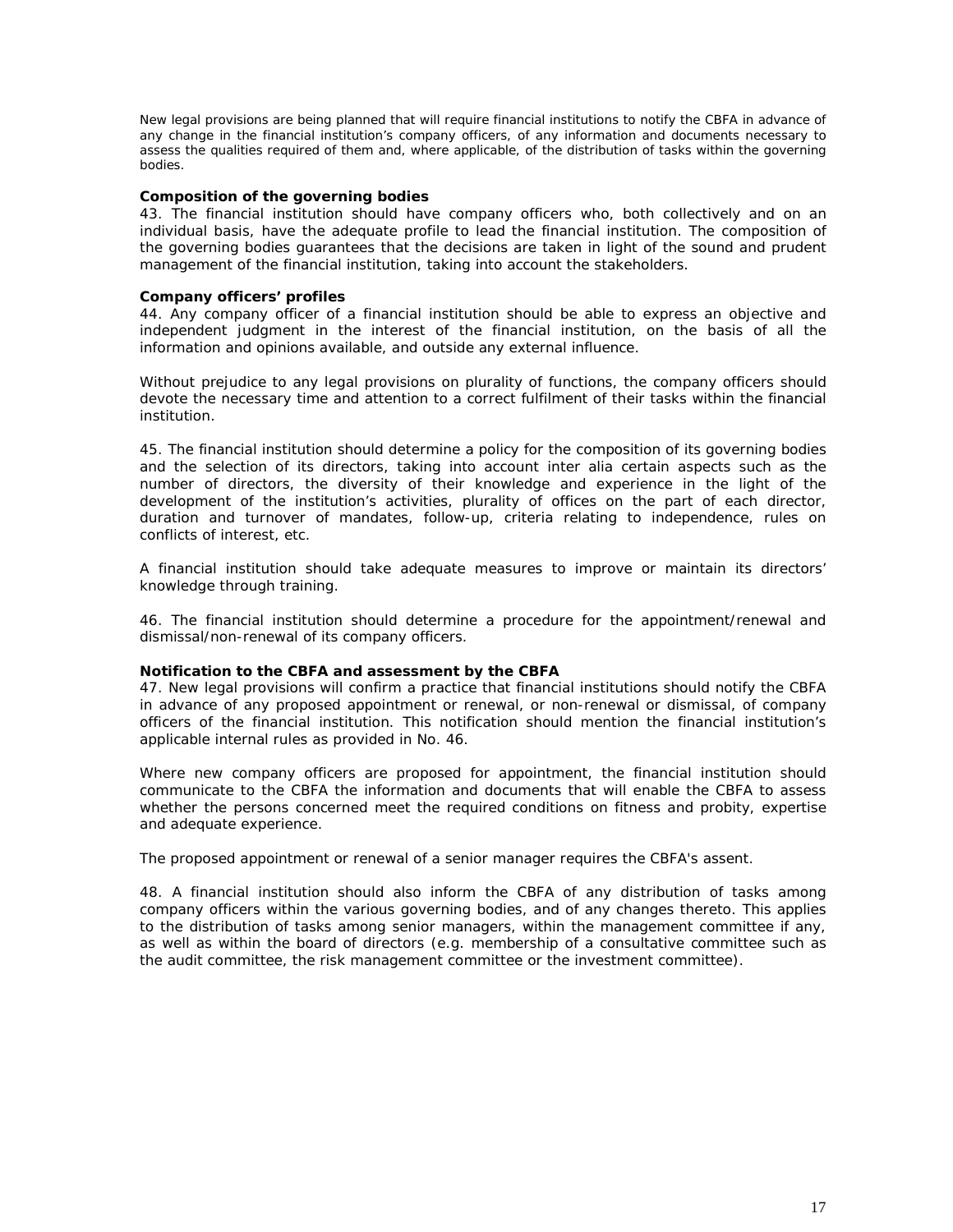New legal provisions are being planned that will require financial institutions to notify the CBFA in advance of any change in the financial institution's company officers, of any information and documents necessary to assess the qualities required of them and, where applicable, of the distribution of tasks within the governing bodies.

**Composition of the governing bodies**

43. The financial institution should have company officers who, both collectively and on an individual basis, have the adequate profile to lead the financial institution. The composition of the governing bodies guarantees that the decisions are taken in light of the sound and prudent management of the financial institution, taking into account the stakeholders.

**Company officers' profiles**

*44. Any company officer of a financial institution should be able to express an objective and independent judgment in the interest of the financial institution, on the basis of all the information and opinions available, and outside any external influence.*

*Without prejudice to any legal provisions on plurality of functions, the company officers should devote the necessary time and attention to a correct fulfilment of their tasks within the financial institution.*

45. The financial institution should determine a policy for the composition of its governing bodies and the selection of its directors, taking into account inter alia certain aspects such as the number of directors, the diversity of their knowledge and experience in the light of the development of the institution's activities, plurality of offices on the part of each director, duration and turnover of mandates, follow-up, criteria relating to independence, rules on conflicts of interest, etc.

A financial institution should take adequate measures to improve or maintain its directors' knowledge through training.

46. The financial institution should determine a procedure for the appointment/renewal and dismissal/non-renewal of its company officers.

**Notification to the CBFA and assessment by the CBFA**

47. New legal provisions will confirm a practice that financial institutions should notify the CBFA in advance of any proposed appointment or renewal, or non-renewal or dismissal, of company officers of the financial institution. This notification should mention the financial institution's applicable internal rules as provided in No. 46.

Where new company officers are proposed for appointment, the financial institution should communicate to the CBFA the information and documents that will enable the CBFA to assess whether the persons concerned meet the required conditions on fitness and probity, expertise and adequate experience.

The proposed appointment or renewal of a senior manager requires the CBFA's assent.

48. A financial institution should also inform the CBFA of any distribution of tasks among company officers within the various governing bodies, and of any changes thereto. This applies to the distribution of tasks among senior managers, within the management committee if any, as well as within the board of directors (e.g. membership of a consultative committee such as the audit committee, the risk management committee or the investment committee).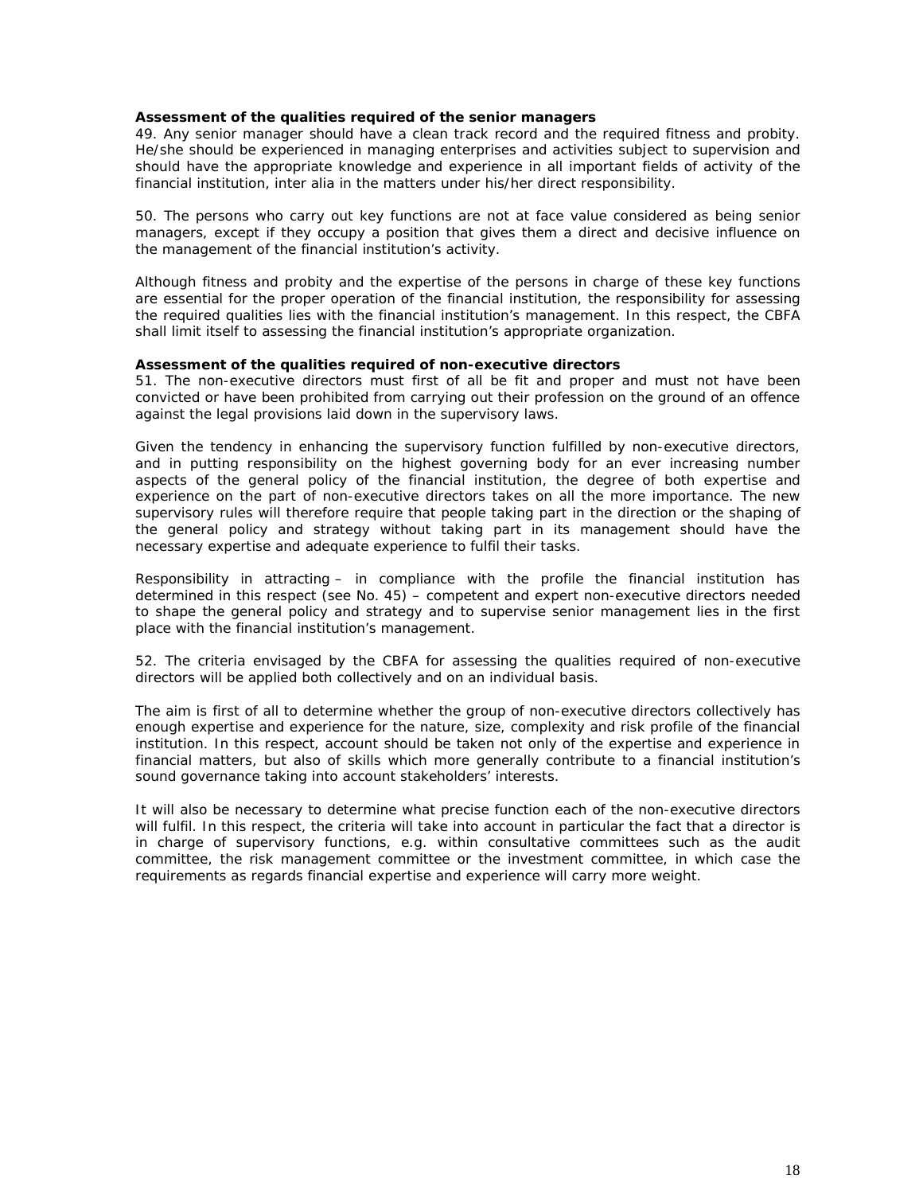**Assessment of the qualities required of the senior managers**

49. Any senior manager should have a clean track record and the required fitness and probity. He/she should be experienced in managing enterprises and activities subject to supervision and should have the appropriate knowledge and experience in all important fields of activity of the financial institution, inter alia in the matters under his/her direct responsibility.

50. The persons who carry out key functions are not at face value considered as being senior managers, except if they occupy a position that gives them a direct and decisive influence on the management of the financial institution's activity.

Although fitness and probity and the expertise of the persons in charge of these key functions are essential for the proper operation of the financial institution, the responsibility for assessing the required qualities lies with the financial institution's management. In this respect, the CBFA shall limit itself to assessing the financial institution's appropriate organization.

**Assessment of the qualities required of non-executive directors**

51. The non-executive directors must first of all be fit and proper and must not have been convicted or have been prohibited from carrying out their profession on the ground of an offence against the legal provisions laid down in the supervisory laws.

Given the tendency in enhancing the supervisory function fulfilled by non-executive directors, and in putting responsibility on the highest governing body for an ever increasing number aspects of the general policy of the financial institution, the degree of both expertise and experience on the part of non-executive directors takes on all the more importance. The new supervisory rules will therefore require that people taking part in the direction or the shaping of the general policy and strategy without taking part in its management should have the necessary expertise and adequate experience to fulfil their tasks.

Responsibility in attracting – in compliance with the profile the financial institution has determined in this respect (see No. 45) – competent and expert non-executive directors needed to shape the general policy and strategy and to supervise senior management lies in the first place with the financial institution's management.

52. The criteria envisaged by the CBFA for assessing the qualities required of non-executive directors will be applied both collectively and on an individual basis.

The aim is first of all to determine whether the group of non-executive directors collectively has enough expertise and experience for the nature, size, complexity and risk profile of the financial institution. In this respect, account should be taken not only of the expertise and experience in financial matters, but also of skills which more generally contribute to a financial institution's sound governance taking into account stakeholders' interests.

It will also be necessary to determine what precise function each of the non-executive directors will fulfil. In this respect, the criteria will take into account in particular the fact that a director is in charge of supervisory functions, e.g. within consultative committees such as the audit committee, the risk management committee or the investment committee, in which case the requirements as regards financial expertise and experience will carry more weight.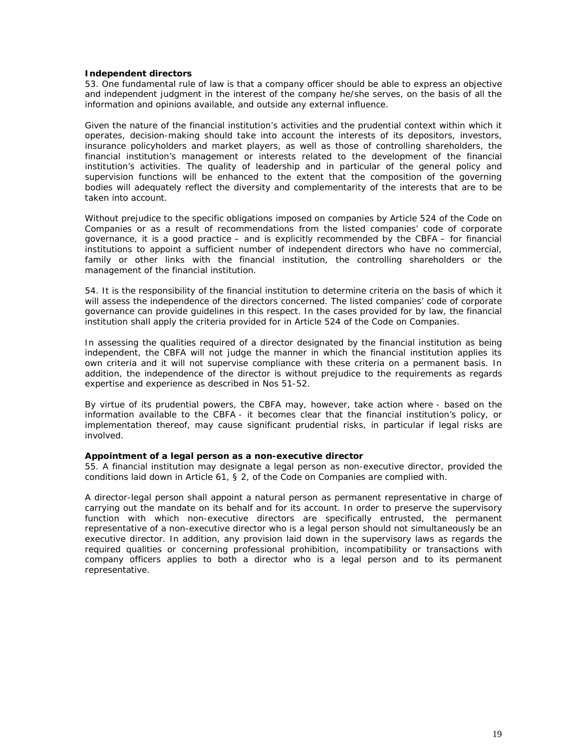**Independent directors**

53. One fundamental rule of law is that a company officer should be able to express an objective and independent judgment in the interest of the company he/she serves, on the basis of all the information and opinions available, and outside any external influence.

Given the nature of the financial institution's activities and the prudential context within which it operates, decision-making should take into account the interests of its depositors, investors, insurance policyholders and market players, as well as those of controlling shareholders, the financial institution's management or interests related to the development of the financial institution's activities. The quality of leadership and in particular of the general policy and supervision functions will be enhanced to the extent that the composition of the governing bodies will adequately reflect the diversity and complementarity of the interests that are to be taken into account.

Without prejudice to the specific obligations imposed on companies by Article 524 of the Code on Companies or as a result of recommendations from the listed companies' code of corporate governance, it is a good practice – and is explicitly recommended by the CBFA – for financial institutions to appoint a sufficient number of independent directors who have no commercial, family or other links with the financial institution, the controlling shareholders or the management of the financial institution.

54. It is the responsibility of the financial institution to determine criteria on the basis of which it will assess the independence of the directors concerned. The listed companies' code of corporate governance can provide guidelines in this respect. In the cases provided for by law, the financial institution shall apply the criteria provided for in Article 524 of the Code on Companies.

In assessing the qualities required of a director designated by the financial institution as being independent, the CBFA will not judge the manner in which the financial institution applies its own criteria and it will not supervise compliance with these criteria on a permanent basis. In addition, the independence of the director is without prejudice to the requirements as regards expertise and experience as described in Nos 51-52.

By virtue of its prudential powers, the CBFA may, however, take action where - based on the information available to the CBFA - it becomes clear that the financial institution's policy, or implementation thereof, may cause significant prudential risks, in particular if legal risks are involved.

**Appointment of a legal person as a non-executive director**

55. A financial institution may designate a legal person as non-executive director, provided the conditions laid down in Article 61, § 2, of the Code on Companies are complied with.

A director-legal person shall appoint a natural person as permanent representative in charge of carrying out the mandate on its behalf and for its account. In order to preserve the supervisory function with which non-executive directors are specifically entrusted, the permanent representative of a non-executive director who is a legal person should not simultaneously be an executive director. In addition, any provision laid down in the supervisory laws as regards the required qualities or concerning professional prohibition, incompatibility or transactions with company officers applies to both a director who is a legal person and to its permanent representative.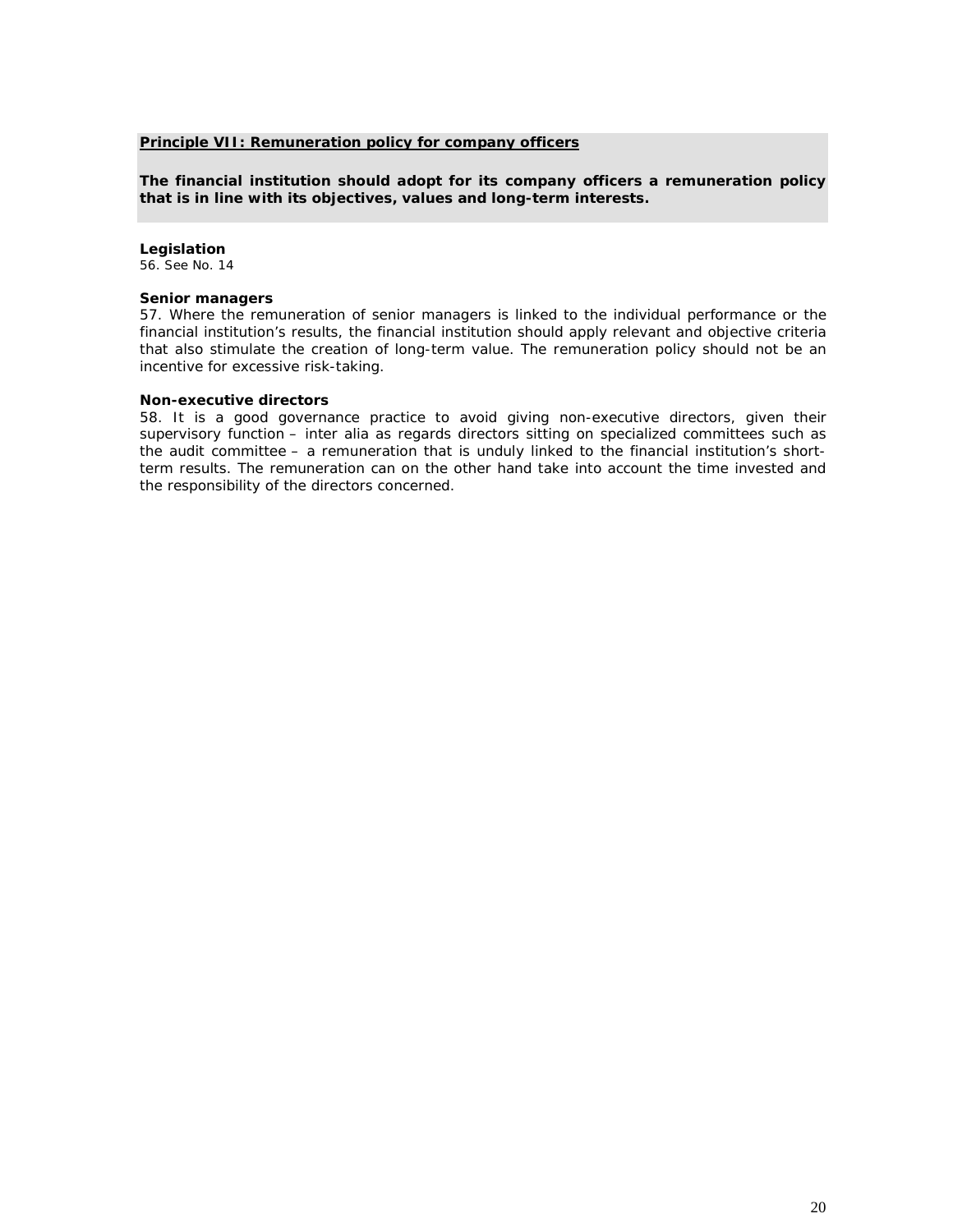**<u>Principle VII: Remuneration policy for company officers</u>**

**The financial institution should adopt for its company officers a remuneration policy that is in line with its objectives, values and long-term interests.**

**Legislation**

56. See No. 14

**Senior managers**

57. Where the remuneration of senior managers is linked to the individual performance or the financial institution's results, the financial institution should apply relevant and objective criteria that also stimulate the creation of long-term value. The remuneration policy should not be an incentive for excessive risk-taking.

**Non-executive directors**

58. It is a good governance practice to avoid giving non-executive directors, given their supervisory function – inter alia as regards directors sitting on specialized committees such as the audit committee – a remuneration that is unduly linked to the financial institution's short-term results. The remuneration can on the other hand take into account the time invested and the responsibility of the directors concerned.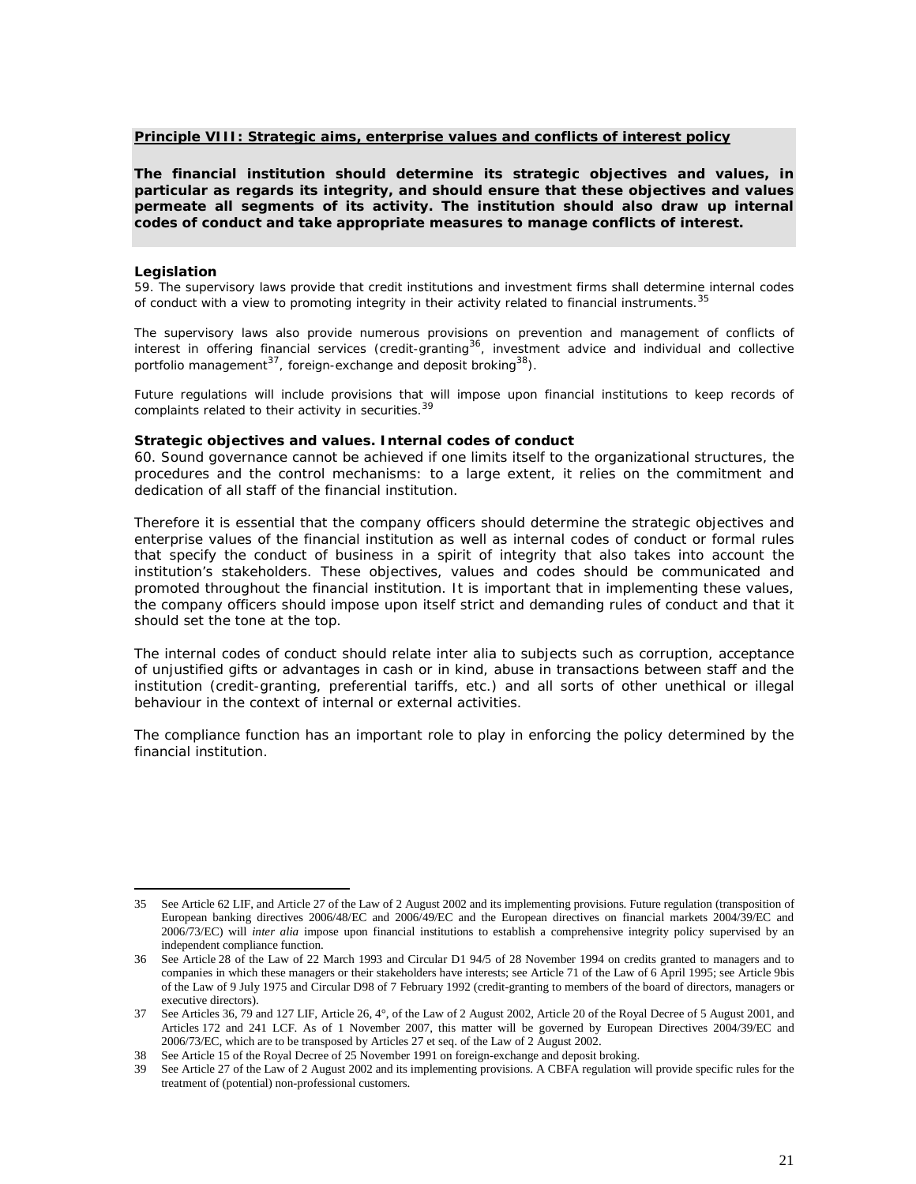**<u>Principle VIII: Strategic aims, enterprise values and conflicts of interest policy</u>**

**The financial institution should determine its strategic objectives and values, in particular as regards its integrity, and should ensure that these objectives and values permeate all segments of its activity. The institution should also draw up internal codes of conduct and take appropriate measures to manage conflicts of interest.**

**Legislation**

59. The supervisory laws provide that credit institutions and investment firms shall determine internal codes of conduct with a view to promoting integrity in their activity related to financial instruments.[35]

The supervisory laws also provide numerous provisions on prevention and management of conflicts of interest in offering financial services (credit-granting[36], investment advice and individual and collective portfolio management[37], foreign-exchange and deposit broking[38]).

Future regulations will include provisions that will impose upon financial institutions to keep records of complaints related to their activity in securities.[39]

**Strategic objectives and values. Internal codes of conduct**

60. Sound governance cannot be achieved if one limits itself to the organizational structures, the procedures and the control mechanisms: to a large extent, it relies on the commitment and dedication of all staff of the financial institution.

Therefore it is essential that the company officers should determine the strategic objectives and enterprise values of the financial institution as well as internal codes of conduct or formal rules that specify the conduct of business in a spirit of integrity that also takes into account the institution's stakeholders. These objectives, values and codes should be communicated and promoted throughout the financial institution. It is important that in implementing these values, the company officers should impose upon itself strict and demanding rules of conduct and that it should set the tone at the top.

The internal codes of conduct should relate inter alia to subjects such as corruption, acceptance of unjustified gifts or advantages in cash or in kind, abuse in transactions between staff and the institution (credit-granting, preferential tariffs, etc.) and all sorts of other unethical or illegal behaviour in the context of internal or external activities.

The compliance function has an important role to play in enforcing the policy determined by the financial institution.

---

35 See Article 62 LIF, and Article 27 of the Law of 2 August 2002 and its implementing provisions. Future regulation (transposition of European banking directives 2006/48/EC and 2006/49/EC and the European directives on financial markets 2004/39/EC and 2006/73/EC) will *inter alia* impose upon financial institutions to establish a comprehensive integrity policy supervised by an independent compliance function.

36 See Article 28 of the Law of 22 March 1993 and Circular D1 94/5 of 28 November 1994 on credits granted to managers and to companies in which these managers or their stakeholders have interests; see Article 71 of the Law of 6 April 1995; see Article 9bis of the Law of 9 July 1975 and Circular D98 of 7 February 1992 (credit-granting to members of the board of directors, managers or executive directors).

37 See Articles 36, 79 and 127 LIF, Article 26, 4°, of the Law of 2 August 2002, Article 20 of the Royal Decree of 5 August 2001, and Articles 172 and 241 LCF. As of 1 November 2007, this matter will be governed by European Directives 2004/39/EC and 2006/73/EC, which are to be transposed by Articles 27 et seq. of the Law of 2 August 2002.

38 See Article 15 of the Royal Decree of 25 November 1991 on foreign-exchange and deposit broking.

39 See Article 27 of the Law of 2 August 2002 and its implementing provisions. A CBFA regulation will provide specific rules for the treatment of (potential) non-professional customers.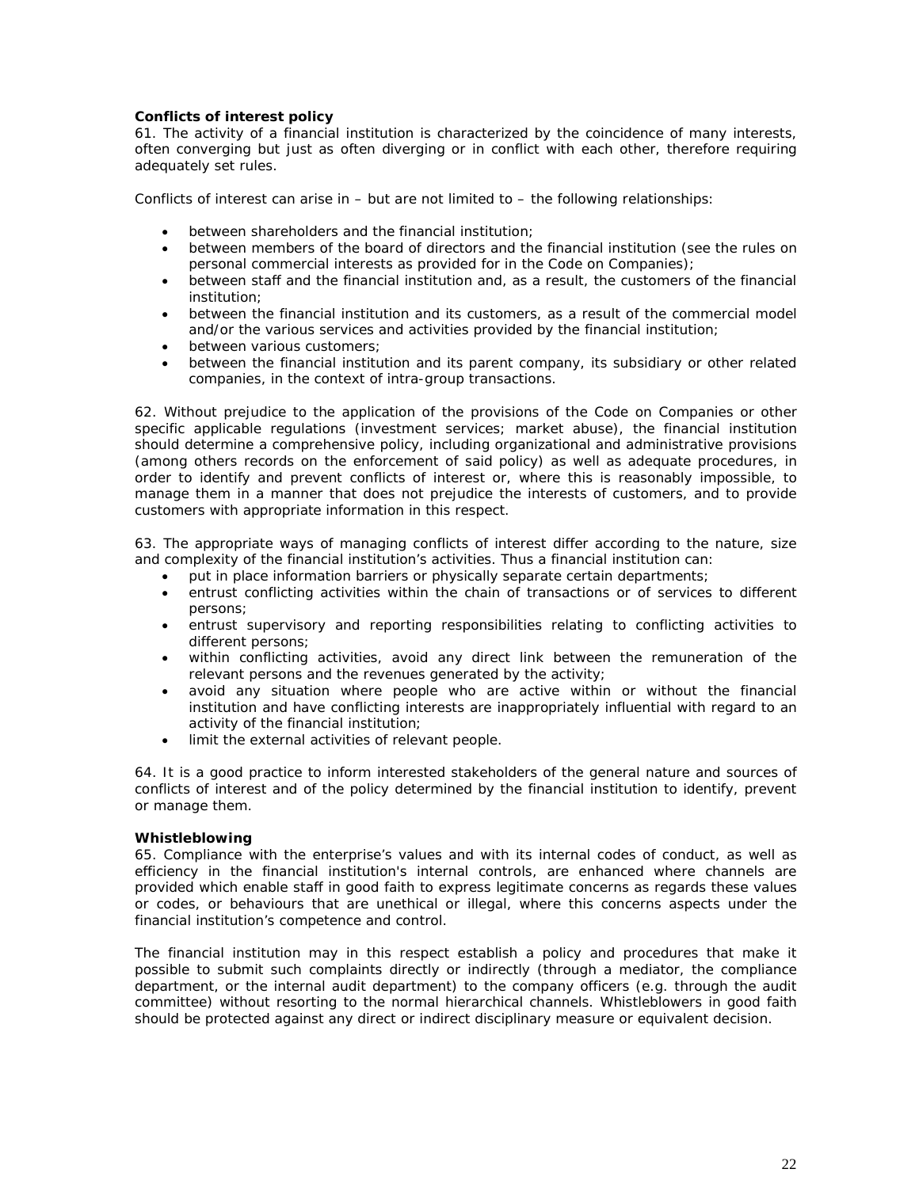**Conflicts of interest policy**

61. The activity of a financial institution is characterized by the coincidence of many interests, often converging but just as often diverging or in conflict with each other, therefore requiring adequately set rules.

Conflicts of interest can arise in – but are not limited to – the following relationships:

- between shareholders and the financial institution;
- between members of the board of directors and the financial institution (see the rules on personal commercial interests as provided for in the Code on Companies);
- between staff and the financial institution and, as a result, the customers of the financial institution;
- between the financial institution and its customers, as a result of the commercial model and/or the various services and activities provided by the financial institution;
- between various customers;
- between the financial institution and its parent company, its subsidiary or other related companies, in the context of intra-group transactions.

62. Without prejudice to the application of the provisions of the Code on Companies or other specific applicable regulations (investment services; market abuse), the financial institution should determine a comprehensive policy, including organizational and administrative provisions (among others records on the enforcement of said policy) as well as adequate procedures, in order to identify and prevent conflicts of interest or, where this is reasonably impossible, to manage them in a manner that does not prejudice the interests of customers, and to provide customers with appropriate information in this respect.

63. The appropriate ways of managing conflicts of interest differ according to the nature, size and complexity of the financial institution's activities. Thus a financial institution can:

- put in place information barriers or physically separate certain departments;
- entrust conflicting activities within the chain of transactions or of services to different persons;
- entrust supervisory and reporting responsibilities relating to conflicting activities to different persons;
- within conflicting activities, avoid any direct link between the remuneration of the relevant persons and the revenues generated by the activity;
- avoid any situation where people who are active within or without the financial institution and have conflicting interests are inappropriately influential with regard to an activity of the financial institution;
- limit the external activities of relevant people.

64. It is a good practice to inform interested stakeholders of the general nature and sources of conflicts of interest and of the policy determined by the financial institution to identify, prevent or manage them.

**Whistleblowing**

65. Compliance with the enterprise's values and with its internal codes of conduct, as well as efficiency in the financial institution's internal controls, are enhanced where channels are provided which enable staff in good faith to express legitimate concerns as regards these values or codes, or behaviours that are unethical or illegal, where this concerns aspects under the financial institution's competence and control.

The financial institution may in this respect establish a policy and procedures that make it possible to submit such complaints directly or indirectly (through a mediator, the compliance department, or the internal audit department) to the company officers (e.g. through the audit committee) without resorting to the normal hierarchical channels. Whistleblowers in good faith should be protected against any direct or indirect disciplinary measure or equivalent decision.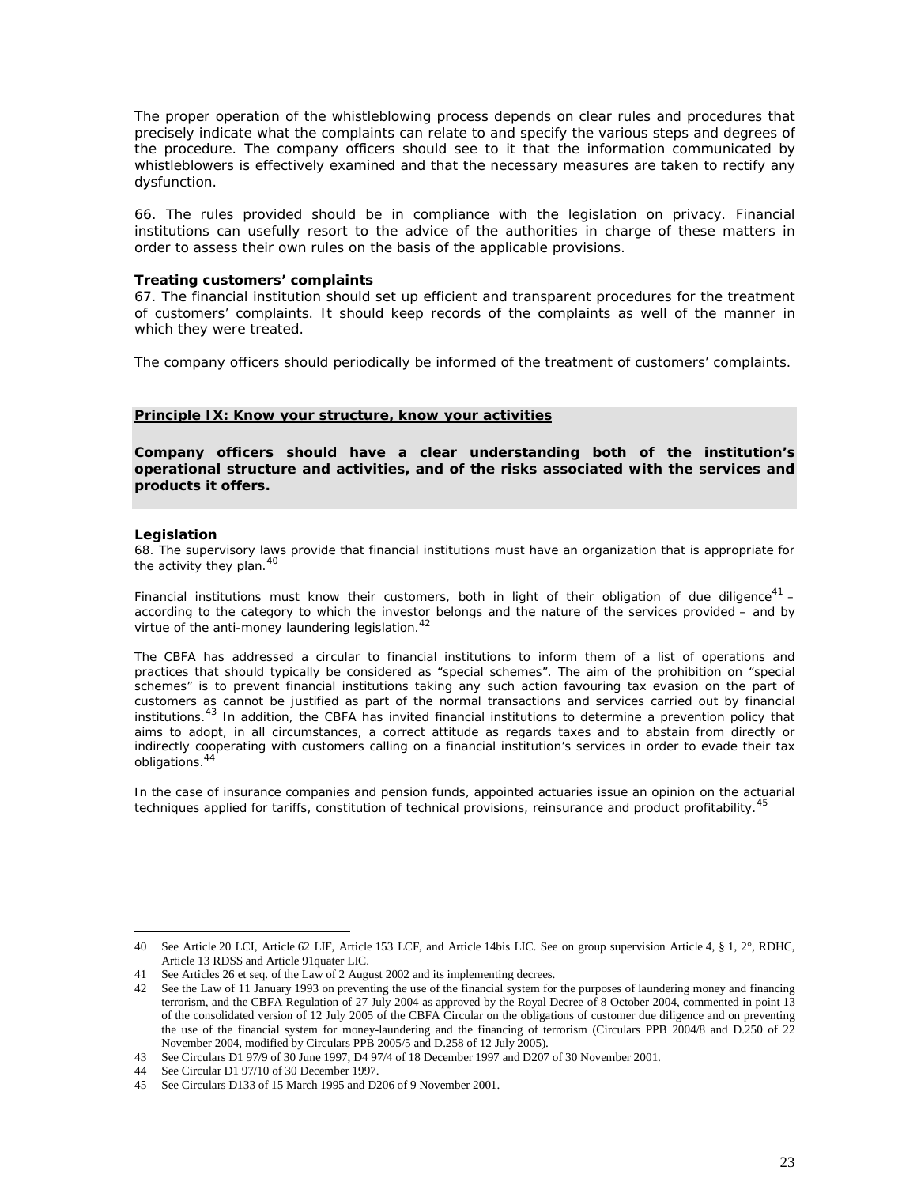The proper operation of the whistleblowing process depends on clear rules and procedures that precisely indicate what the complaints can relate to and specify the various steps and degrees of the procedure. The company officers should see to it that the information communicated by whistleblowers is effectively examined and that the necessary measures are taken to rectify any dysfunction.

66. The rules provided should be in compliance with the legislation on privacy. Financial institutions can usefully resort to the advice of the authorities in charge of these matters in order to assess their own rules on the basis of the applicable provisions.

**Treating customers' complaints**

67. The financial institution should set up efficient and transparent procedures for the treatment of customers' complaints. It should keep records of the complaints as well of the manner in which they were treated.

The company officers should periodically be informed of the treatment of customers' complaints.

**Principle IX: Know your structure, know your activities**

**Company officers should have a clear understanding both of the institution's operational structure and activities, and of the risks associated with the services and products it offers.**

**Legislation**

68. The supervisory laws provide that financial institutions must have an organization that is appropriate for the activity they plan.[40]

Financial institutions must know their customers, both in light of their obligation of due diligence[41] – according to the category to which the investor belongs and the nature of the services provided – and by virtue of the anti-money laundering legislation.[42]

The CBFA has addressed a circular to financial institutions to inform them of a list of operations and practices that should typically be considered as "special schemes". The aim of the prohibition on "special schemes" is to prevent financial institutions taking any such action favouring tax evasion on the part of customers as cannot be justified as part of the normal transactions and services carried out by financial institutions.[43] In addition, the CBFA has invited financial institutions to determine a prevention policy that aims to adopt, in all circumstances, a correct attitude as regards taxes and to abstain from directly or indirectly cooperating with customers calling on a financial institution's services in order to evade their tax obligations.[44]

In the case of insurance companies and pension funds, appointed actuaries issue an opinion on the actuarial techniques applied for tariffs, constitution of technical provisions, reinsurance and product profitability.[45]

---

40 See Article 20 LCI, Article 62 LIF, Article 153 LCF, and Article 14bis LIC. See on group supervision Article 4, § 1, 2°, RDHC, Article 13 RDSS and Article 91quater LIC.

41 See Articles 26 et seq. of the Law of 2 August 2002 and its implementing decrees.

42 See the Law of 11 January 1993 on preventing the use of the financial system for the purposes of laundering money and financing terrorism, and the CBFA Regulation of 27 July 2004 as approved by the Royal Decree of 8 October 2004, commented in point 13 of the consolidated version of 12 July 2005 of the CBFA Circular on the obligations of customer due diligence and on preventing the use of the financial system for money-laundering and the financing of terrorism (Circulars PPB 2004/8 and D.250 of 22 November 2004, modified by Circulars PPB 2005/5 and D.258 of 12 July 2005).

43 See Circulars D1 97/9 of 30 June 1997, D4 97/4 of 18 December 1997 and D207 of 30 November 2001.

44 See Circular D1 97/10 of 30 December 1997.

45 See Circulars D133 of 15 March 1995 and D206 of 9 November 2001.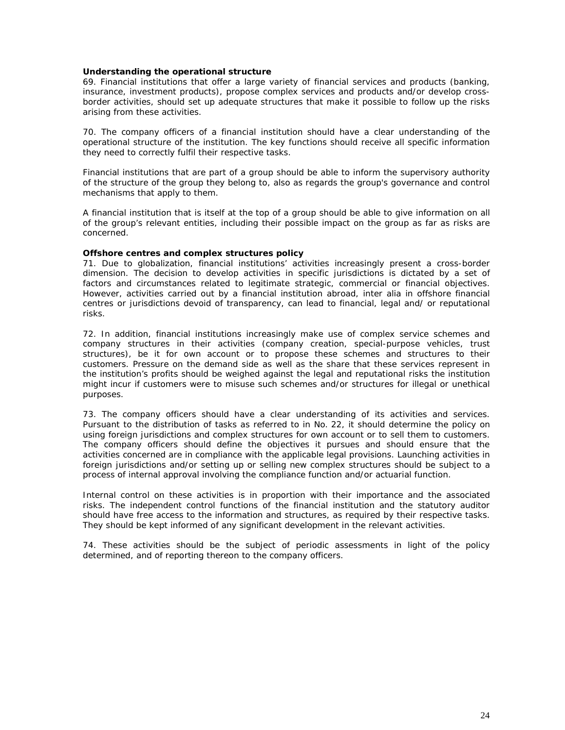**Understanding the operational structure**

69. Financial institutions that offer a large variety of financial services and products (banking, insurance, investment products), propose complex services and products and/or develop cross-border activities, should set up adequate structures that make it possible to follow up the risks arising from these activities.

70. The company officers of a financial institution should have a clear understanding of the operational structure of the institution. The key functions should receive all specific information they need to correctly fulfil their respective tasks.

Financial institutions that are part of a group should be able to inform the supervisory authority of the structure of the group they belong to, also as regards the group's governance and control mechanisms that apply to them.

A financial institution that is itself at the top of a group should be able to give information on all of the group's relevant entities, including their possible impact on the group as far as risks are concerned.

**Offshore centres and complex structures policy**

71. Due to globalization, financial institutions' activities increasingly present a cross-border dimension. The decision to develop activities in specific jurisdictions is dictated by a set of factors and circumstances related to legitimate strategic, commercial or financial objectives. However, activities carried out by a financial institution abroad, inter alia in offshore financial centres or jurisdictions devoid of transparency, can lead to financial, legal and/ or reputational risks.

72. In addition, financial institutions increasingly make use of complex service schemes and company structures in their activities (company creation, special-purpose vehicles, trust structures), be it for own account or to propose these schemes and structures to their customers. Pressure on the demand side as well as the share that these services represent in the institution's profits should be weighed against the legal and reputational risks the institution might incur if customers were to misuse such schemes and/or structures for illegal or unethical purposes.

73. The company officers should have a clear understanding of its activities and services. Pursuant to the distribution of tasks as referred to in No. 22, it should determine the policy on using foreign jurisdictions and complex structures for own account or to sell them to customers. The company officers should define the objectives it pursues and should ensure that the activities concerned are in compliance with the applicable legal provisions. Launching activities in foreign jurisdictions and/or setting up or selling new complex structures should be subject to a process of internal approval involving the compliance function and/or actuarial function.

Internal control on these activities is in proportion with their importance and the associated risks. The independent control functions of the financial institution and the statutory auditor should have free access to the information and structures, as required by their respective tasks. They should be kept informed of any significant development in the relevant activities.

74. These activities should be the subject of periodic assessments in light of the policy determined, and of reporting thereon to the company officers.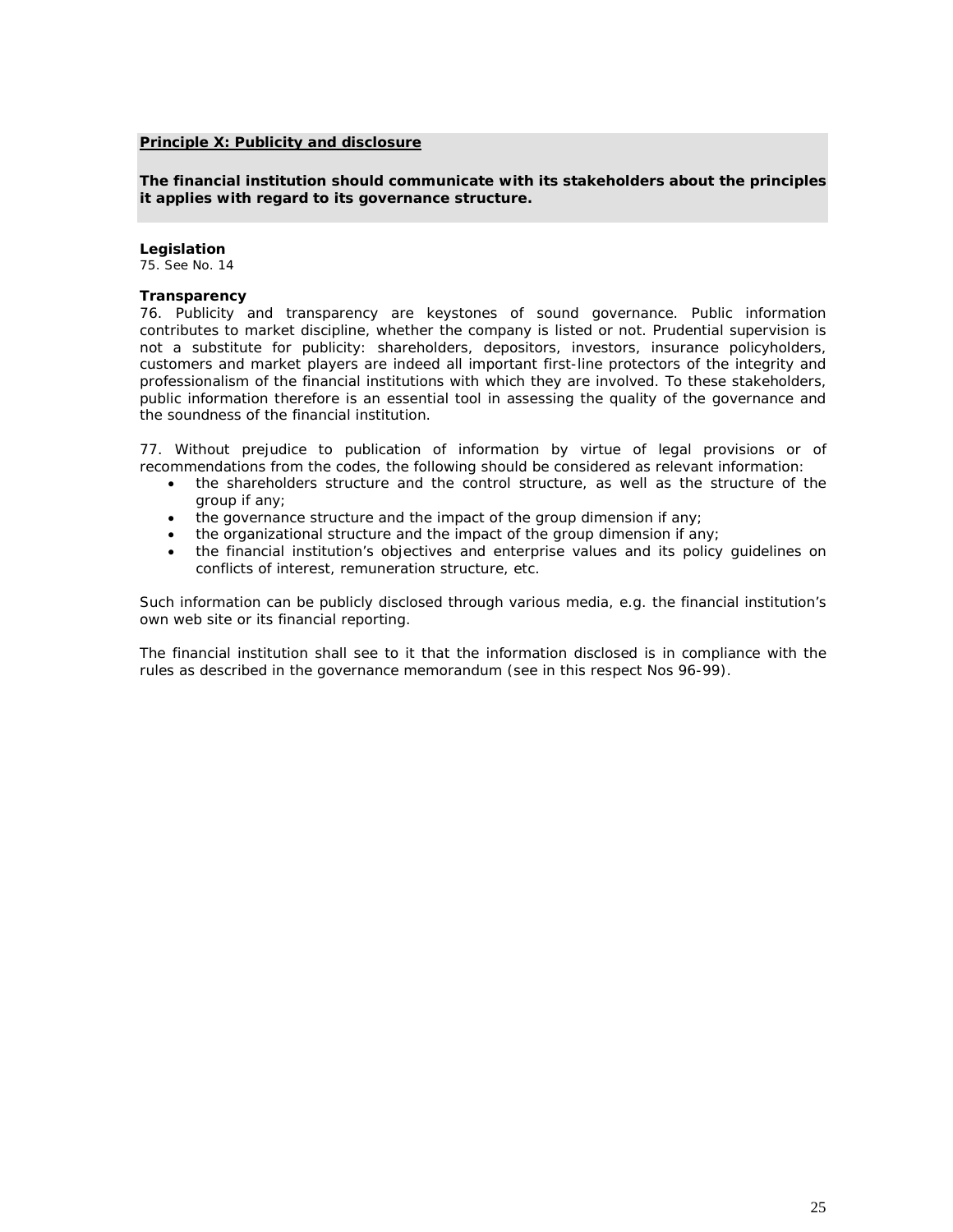**Principle X: Publicity and disclosure**

**The financial institution should communicate with its stakeholders about the principles it applies with regard to its governance structure.**

**Legislation**

75. See No. 14

**Transparency**

76. Publicity and transparency are keystones of sound governance. Public information contributes to market discipline, whether the company is listed or not. Prudential supervision is not a substitute for publicity: shareholders, depositors, investors, insurance policyholders, customers and market players are indeed all important first-line protectors of the integrity and professionalism of the financial institutions with which they are involved. To these stakeholders, public information therefore is an essential tool in assessing the quality of the governance and the soundness of the financial institution.

77. Without prejudice to publication of information by virtue of legal provisions or of recommendations from the codes, the following should be considered as relevant information:

- the shareholders structure and the control structure, as well as the structure of the group if any;
- the governance structure and the impact of the group dimension if any;
- the organizational structure and the impact of the group dimension if any;
- the financial institution's objectives and enterprise values and its policy guidelines on conflicts of interest, remuneration structure, etc.

Such information can be publicly disclosed through various media, e.g. the financial institution's own web site or its financial reporting.

The financial institution shall see to it that the information disclosed is in compliance with the rules as described in the governance memorandum (see in this respect Nos 96-99).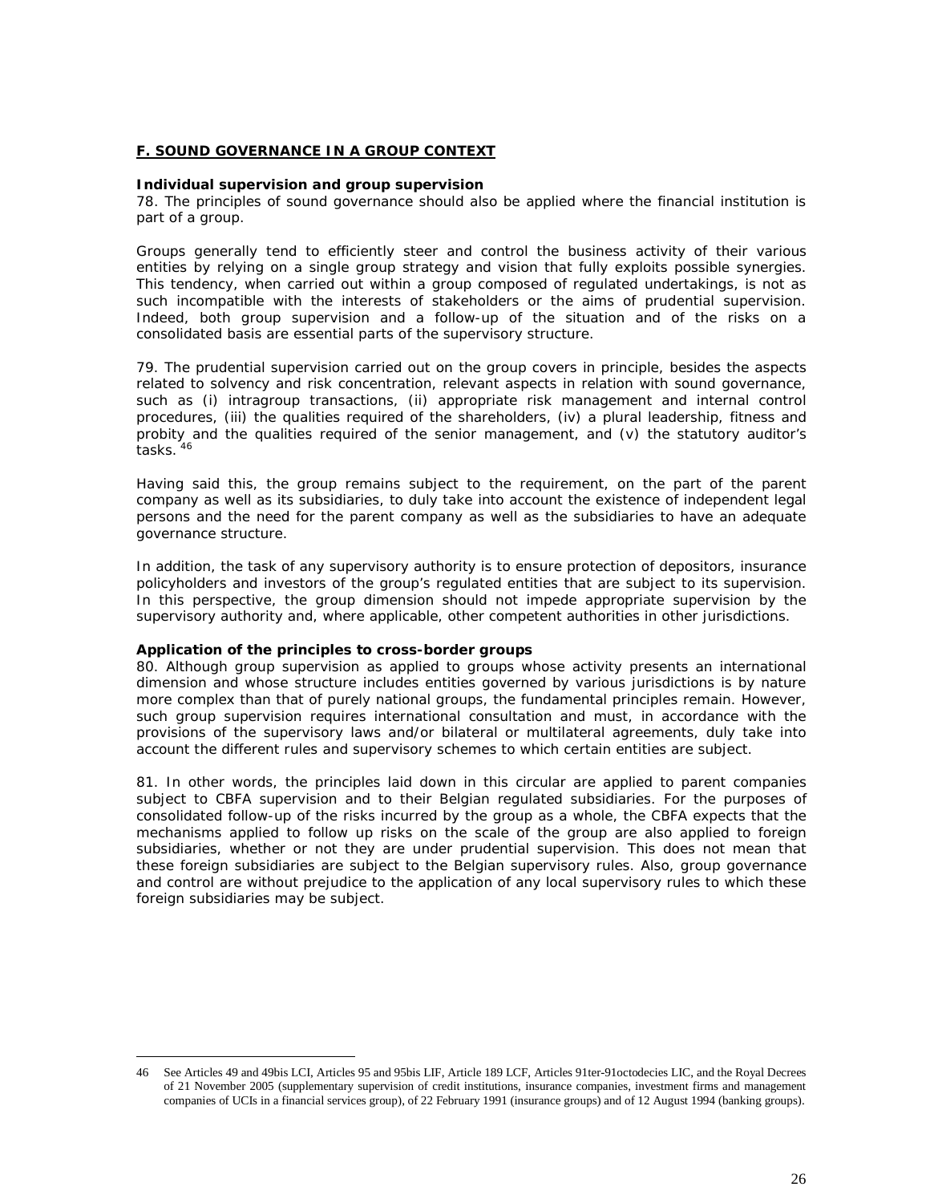## F. SOUND GOVERNANCE IN A GROUP CONTEXT

**Individual supervision and group supervision**

78. The principles of sound governance should also be applied where the financial institution is part of a group.

Groups generally tend to efficiently steer and control the business activity of their various entities by relying on a single group strategy and vision that fully exploits possible synergies. This tendency, when carried out within a group composed of regulated undertakings, is not as such incompatible with the interests of stakeholders or the aims of prudential supervision. Indeed, both group supervision and a follow-up of the situation and of the risks on a consolidated basis are essential parts of the supervisory structure.

79. The prudential supervision carried out on the group covers in principle, besides the aspects related to solvency and risk concentration, relevant aspects in relation with sound governance, such as (i) intragroup transactions, (ii) appropriate risk management and internal control procedures, (iii) the qualities required of the shareholders, (iv) a plural leadership, fitness and probity and the qualities required of the senior management, and (v) the statutory auditor's tasks. [46]

Having said this, the group remains subject to the requirement, on the part of the parent company as well as its subsidiaries, to duly take into account the existence of independent legal persons and the need for the parent company as well as the subsidiaries to have an adequate governance structure.

In addition, the task of any supervisory authority is to ensure protection of depositors, insurance policyholders and investors of the group's regulated entities that are subject to its supervision. In this perspective, the group dimension should not impede appropriate supervision by the supervisory authority and, where applicable, other competent authorities in other jurisdictions.

**Application of the principles to cross-border groups**

80. Although group supervision as applied to groups whose activity presents an international dimension and whose structure includes entities governed by various jurisdictions is by nature more complex than that of purely national groups, the fundamental principles remain. However, such group supervision requires international consultation and must, in accordance with the provisions of the supervisory laws and/or bilateral or multilateral agreements, duly take into account the different rules and supervisory schemes to which certain entities are subject.

81. In other words, the principles laid down in this circular are applied to parent companies subject to CBFA supervision and to their Belgian regulated subsidiaries. For the purposes of consolidated follow-up of the risks incurred by the group as a whole, the CBFA expects that the mechanisms applied to follow up risks on the scale of the group are also applied to foreign subsidiaries, whether or not they are under prudential supervision. This does not mean that these foreign subsidiaries are subject to the Belgian supervisory rules. Also, group governance and control are without prejudice to the application of any local supervisory rules to which these foreign subsidiaries may be subject.

---

46 See Articles 49 and 49bis LCI, Articles 95 and 95bis LIF, Article 189 LCF, Articles 91ter-91octodecies LIC, and the Royal Decrees of 21 November 2005 (supplementary supervision of credit institutions, insurance companies, investment firms and management companies of UCIs in a financial services group), of 22 February 1991 (insurance groups) and of 12 August 1994 (banking groups).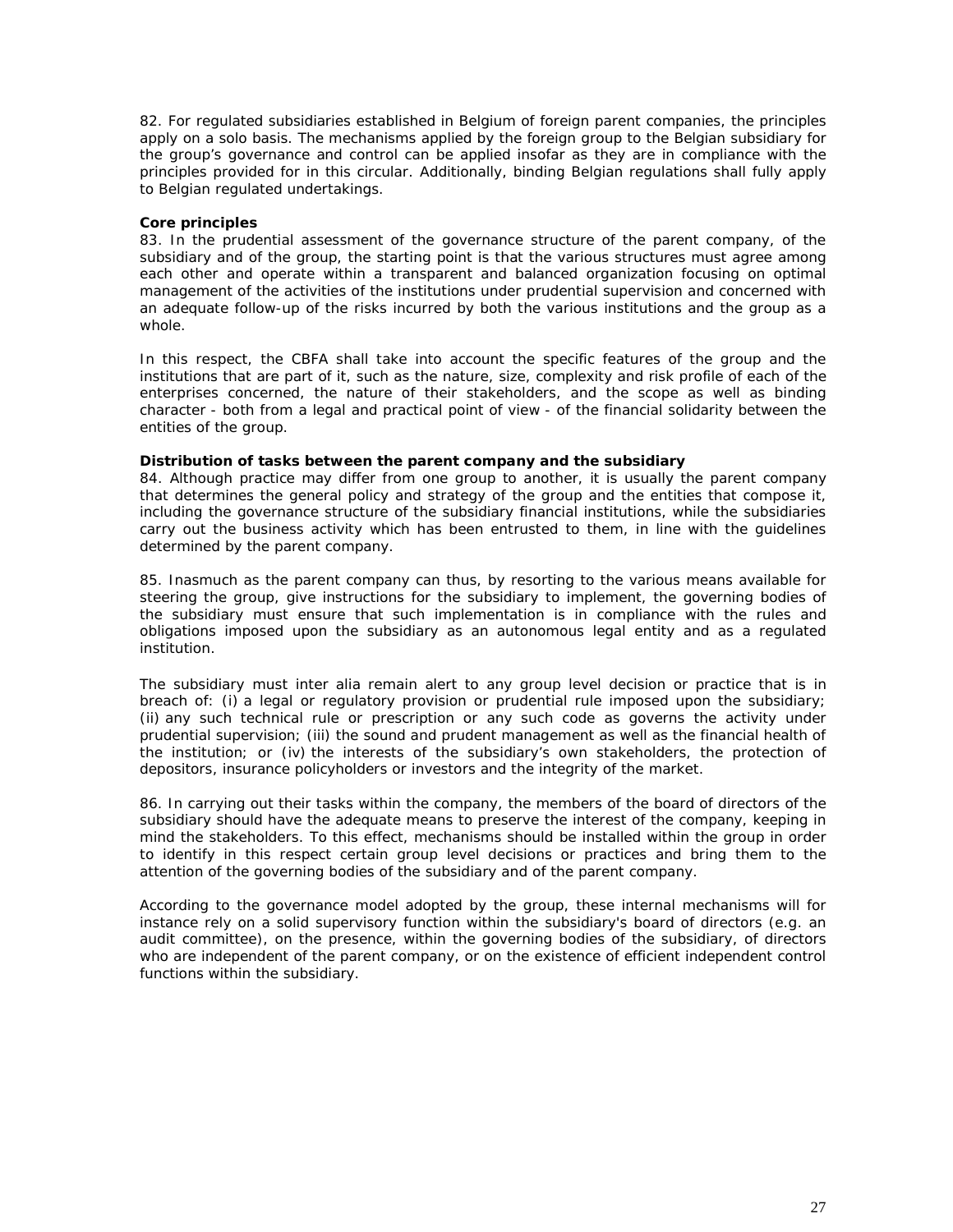82. For regulated subsidiaries established in Belgium of foreign parent companies, the principles apply on a solo basis. The mechanisms applied by the foreign group to the Belgian subsidiary for the group's governance and control can be applied insofar as they are in compliance with the principles provided for in this circular. Additionally, binding Belgian regulations shall fully apply to Belgian regulated undertakings.

**Core principles**

83. In the prudential assessment of the governance structure of the parent company, of the subsidiary and of the group, the starting point is that the various structures must agree among each other and operate within a transparent and balanced organization focusing on optimal management of the activities of the institutions under prudential supervision and concerned with an adequate follow-up of the risks incurred by both the various institutions and the group as a whole.

In this respect, the CBFA shall take into account the specific features of the group and the institutions that are part of it, such as the nature, size, complexity and risk profile of each of the enterprises concerned, the nature of their stakeholders, and the scope as well as binding character - both from a legal and practical point of view - of the financial solidarity between the entities of the group.

**Distribution of tasks between the parent company and the subsidiary**

84. Although practice may differ from one group to another, it is usually the parent company that determines the general policy and strategy of the group and the entities that compose it, including the governance structure of the subsidiary financial institutions, while the subsidiaries carry out the business activity which has been entrusted to them, in line with the guidelines determined by the parent company.

85. Inasmuch as the parent company can thus, by resorting to the various means available for steering the group, give instructions for the subsidiary to implement, the governing bodies of the subsidiary must ensure that such implementation is in compliance with the rules and obligations imposed upon the subsidiary as an autonomous legal entity and as a regulated institution.

The subsidiary must inter alia remain alert to any group level decision or practice that is in breach of: (i) a legal or regulatory provision or prudential rule imposed upon the subsidiary; (ii) any such technical rule or prescription or any such code as governs the activity under prudential supervision; (iii) the sound and prudent management as well as the financial health of the institution; or (iv) the interests of the subsidiary's own stakeholders, the protection of depositors, insurance policyholders or investors and the integrity of the market.

86. In carrying out their tasks within the company, the members of the board of directors of the subsidiary should have the adequate means to preserve the interest of the company, keeping in mind the stakeholders. To this effect, mechanisms should be installed within the group in order to identify in this respect certain group level decisions or practices and bring them to the attention of the governing bodies of the subsidiary and of the parent company.

According to the governance model adopted by the group, these internal mechanisms will for instance rely on a solid supervisory function within the subsidiary's board of directors (e.g. an audit committee), on the presence, within the governing bodies of the subsidiary, of directors who are independent of the parent company, or on the existence of efficient independent control functions within the subsidiary.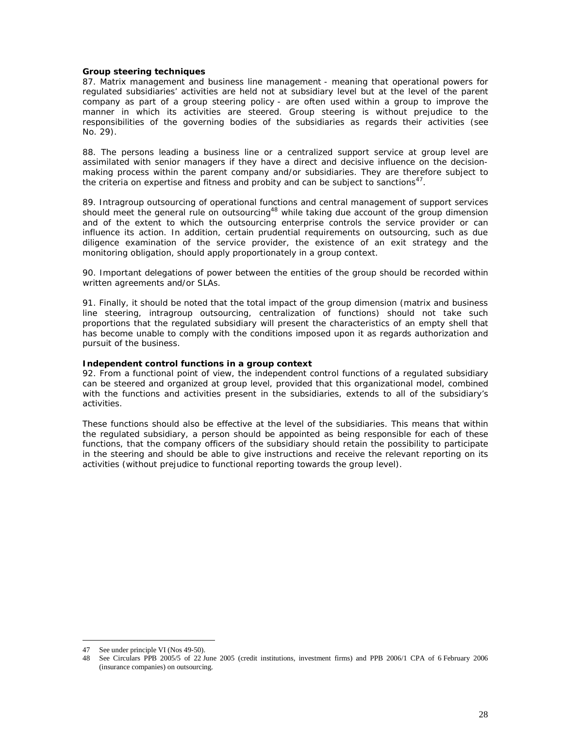**Group steering techniques**

87. Matrix management and business line management - meaning that operational powers for regulated subsidiaries' activities are held not at subsidiary level but at the level of the parent company as part of a group steering policy - are often used within a group to improve the manner in which its activities are steered. Group steering is without prejudice to the responsibilities of the governing bodies of the subsidiaries as regards their activities (see No. 29).

88. The persons leading a business line or a centralized support service at group level are assimilated with senior managers if they have a direct and decisive influence on the decision-making process within the parent company and/or subsidiaries. They are therefore subject to the criteria on expertise and fitness and probity and can be subject to sanctions[47].

89. Intragroup outsourcing of operational functions and central management of support services should meet the general rule on outsourcing[48] while taking due account of the group dimension and of the extent to which the outsourcing enterprise controls the service provider or can influence its action. In addition, certain prudential requirements on outsourcing, such as due diligence examination of the service provider, the existence of an exit strategy and the monitoring obligation, should apply proportionately in a group context.

90. Important delegations of power between the entities of the group should be recorded within written agreements and/or SLAs.

91. Finally, it should be noted that the total impact of the group dimension (matrix and business line steering, intragroup outsourcing, centralization of functions) should not take such proportions that the regulated subsidiary will present the characteristics of an empty shell that has become unable to comply with the conditions imposed upon it as regards authorization and pursuit of the business.

**Independent control functions in a group context**

92. From a functional point of view, the independent control functions of a regulated subsidiary can be steered and organized at group level, provided that this organizational model, combined with the functions and activities present in the subsidiaries, extends to all of the subsidiary's activities.

These functions should also be effective at the level of the subsidiaries. This means that within the regulated subsidiary, a person should be appointed as being responsible for each of these functions, that the company officers of the subsidiary should retain the possibility to participate in the steering and should be able to give instructions and receive the relevant reporting on its activities (without prejudice to functional reporting towards the group level).

---

47 See under principle VI (Nos 49-50).

48 See Circulars PPB 2005/5 of 22 June 2005 (credit institutions, investment firms) and PPB 2006/1 CPA of 6 February 2006 (insurance companies) on outsourcing.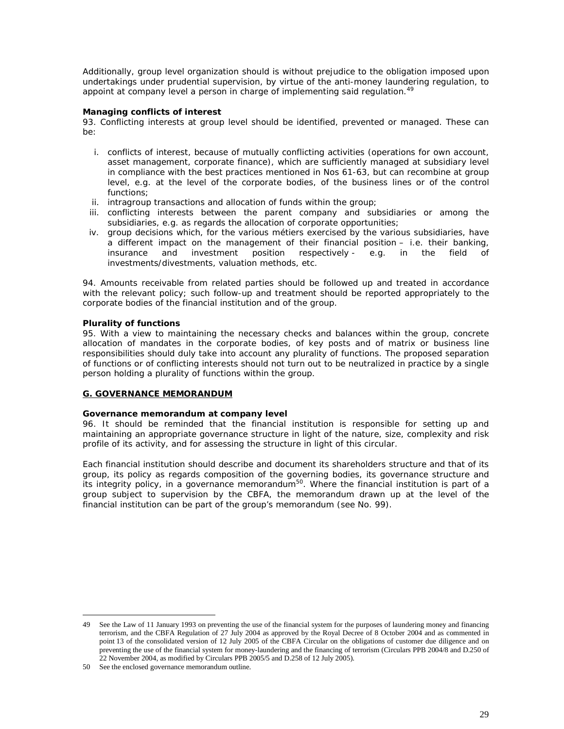Additionally, group level organization should is without prejudice to the obligation imposed upon undertakings under prudential supervision, by virtue of the anti-money laundering regulation, to appoint at company level a person in charge of implementing said regulation.[49]

**Managing conflicts of interest**

93. Conflicting interests at group level should be identified, prevented or managed. These can be:

i. conflicts of interest, because of mutually conflicting activities (operations for own account, asset management, corporate finance), which are sufficiently managed at subsidiary level in compliance with the best practices mentioned in Nos 61-63, but can recombine at group level, e.g. at the level of the corporate bodies, of the business lines or of the control functions;
ii. intragroup transactions and allocation of funds within the group;
iii. conflicting interests between the parent company and subsidiaries or among the subsidiaries, e.g. as regards the allocation of corporate opportunities;
iv. group decisions which, for the various métiers exercised by the various subsidiaries, have a different impact on the management of their financial position – i.e. their banking, insurance and investment position respectively - e.g. in the field of investments/divestments, valuation methods, etc.

94. Amounts receivable from related parties should be followed up and treated in accordance with the relevant policy; such follow-up and treatment should be reported appropriately to the corporate bodies of the financial institution and of the group.

**Plurality of functions**

95. With a view to maintaining the necessary checks and balances within the group, concrete allocation of mandates in the corporate bodies, of key posts and of matrix or business line responsibilities should duly take into account any plurality of functions. The proposed separation of functions or of conflicting interests should not turn out to be neutralized in practice by a single person holding a plurality of functions within the group.

## G. GOVERNANCE MEMORANDUM

**Governance memorandum at company level**

96. It should be reminded that the financial institution is responsible for setting up and maintaining an appropriate governance structure in light of the nature, size, complexity and risk profile of its activity, and for assessing the structure in light of this circular.

Each financial institution should describe and document its shareholders structure and that of its group, its policy as regards composition of the governing bodies, its governance structure and its integrity policy, in a governance memorandum[50]. Where the financial institution is part of a group subject to supervision by the CBFA, the memorandum drawn up at the level of the financial institution can be part of the group's memorandum (see No. 99).

---

49 See the Law of 11 January 1993 on preventing the use of the financial system for the purposes of laundering money and financing terrorism, and the CBFA Regulation of 27 July 2004 as approved by the Royal Decree of 8 October 2004 and as commented in point 13 of the consolidated version of 12 July 2005 of the CBFA Circular on the obligations of customer due diligence and on preventing the use of the financial system for money-laundering and the financing of terrorism (Circulars PPB 2004/8 and D.250 of 22 November 2004, as modified by Circulars PPB 2005/5 and D.258 of 12 July 2005).

50 See the enclosed governance memorandum outline.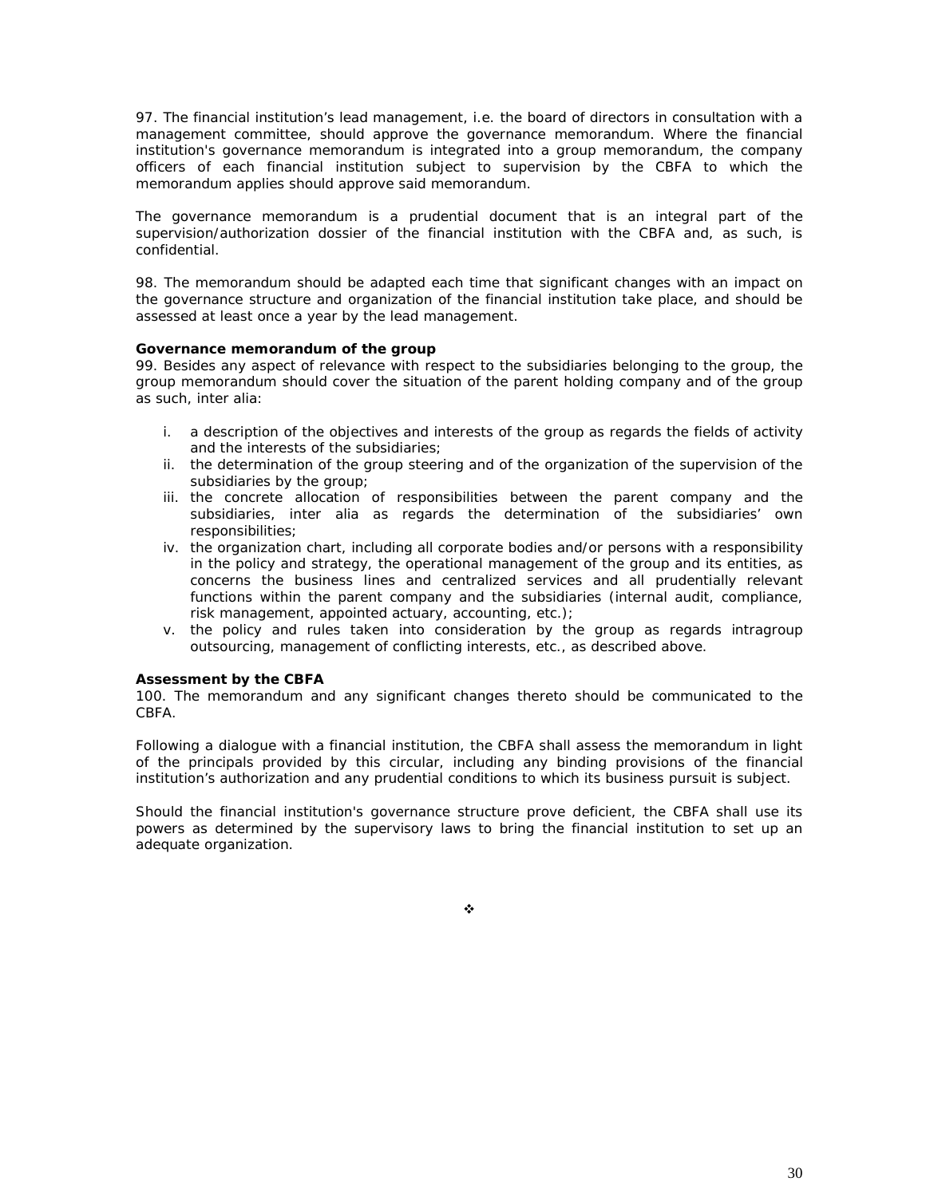97. The financial institution's lead management, i.e. the board of directors in consultation with a management committee, should approve the governance memorandum. Where the financial institution's governance memorandum is integrated into a group memorandum, the company officers of each financial institution subject to supervision by the CBFA to which the memorandum applies should approve said memorandum.

The governance memorandum is a prudential document that is an integral part of the supervision/authorization dossier of the financial institution with the CBFA and, as such, is confidential.

98. The memorandum should be adapted each time that significant changes with an impact on the governance structure and organization of the financial institution take place, and should be assessed at least once a year by the lead management.

**Governance memorandum of the group**

99. Besides any aspect of relevance with respect to the subsidiaries belonging to the group, the group memorandum should cover the situation of the parent holding company and of the group as such, inter alia:

i. a description of the objectives and interests of the group as regards the fields of activity and the interests of the subsidiaries;
ii. the determination of the group steering and of the organization of the supervision of the subsidiaries by the group;
iii. the concrete allocation of responsibilities between the parent company and the subsidiaries, inter alia as regards the determination of the subsidiaries' own responsibilities;
iv. the organization chart, including all corporate bodies and/or persons with a responsibility in the policy and strategy, the operational management of the group and its entities, as concerns the business lines and centralized services and all prudentially relevant functions within the parent company and the subsidiaries (internal audit, compliance, risk management, appointed actuary, accounting, etc.);
v. the policy and rules taken into consideration by the group as regards intragroup outsourcing, management of conflicting interests, etc., as described above.

**Assessment by the CBFA**

100. The memorandum and any significant changes thereto should be communicated to the CBFA.

Following a dialogue with a financial institution, the CBFA shall assess the memorandum in light of the principals provided by this circular, including any binding provisions of the financial institution's authorization and any prudential conditions to which its business pursuit is subject.

Should the financial institution's governance structure prove deficient, the CBFA shall use its powers as determined by the supervisory laws to bring the financial institution to set up an adequate organization.

❖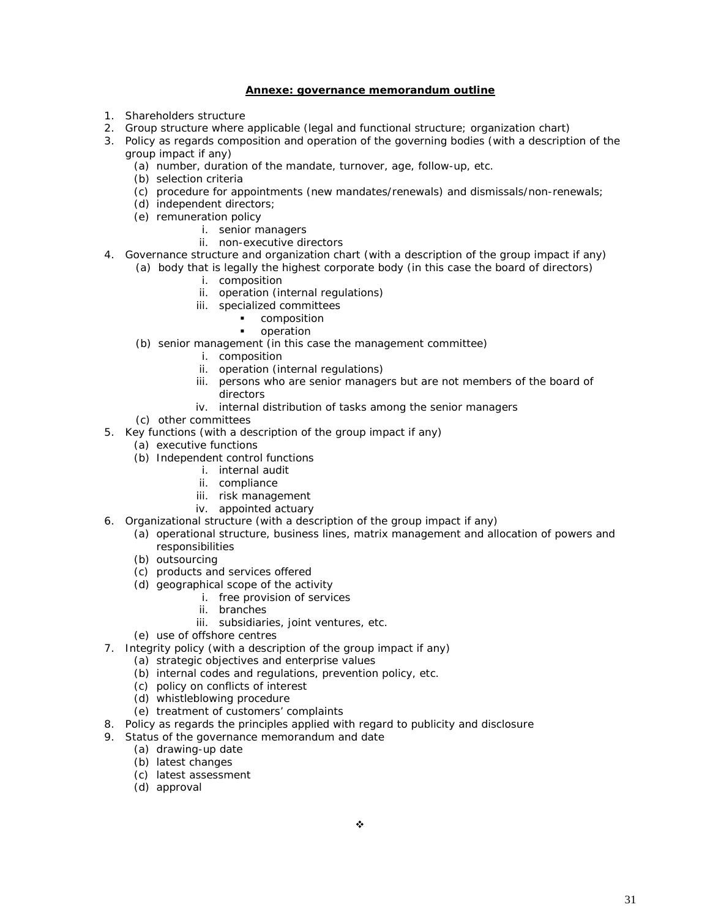## Annexe: governance memorandum outline

1. Shareholders structure
2. Group structure where applicable (legal and functional structure; organization chart)
3. Policy as regards composition and operation of the governing bodies (with a description of the group impact if any)
   - (a) number, duration of the mandate, turnover, age, follow-up, etc.
   - (b) selection criteria
   - (c) procedure for appointments (new mandates/renewals) and dismissals/non-renewals;
   - (d) independent directors;
   - (e) remuneration policy
     - i. senior managers
     - ii. non-executive directors
4. Governance structure and organization chart (with a description of the group impact if any)
   - (a) body that is legally the highest corporate body (in this case the board of directors)
     - i. composition
     - ii. operation (internal regulations)
     - iii. specialized committees
       - composition
       - operation
   - (b) senior management (in this case the management committee)
     - i. composition
     - ii. operation (internal regulations)
     - iii. persons who are senior managers but are not members of the board of directors
     - iv. internal distribution of tasks among the senior managers
   - (c) other committees
5. Key functions (with a description of the group impact if any)
   - (a) executive functions
   - (b) Independent control functions
     - i. internal audit
     - ii. compliance
     - iii. risk management
     - iv. appointed actuary
6. Organizational structure (with a description of the group impact if any)
   - (a) operational structure, business lines, matrix management and allocation of powers and responsibilities
   - (b) outsourcing
   - (c) products and services offered
   - (d) geographical scope of the activity
     - i. free provision of services
     - ii. branches
     - iii. subsidiaries, joint ventures, etc.
   - (e) use of offshore centres
7. Integrity policy (with a description of the group impact if any)
   - (a) strategic objectives and enterprise values
   - (b) internal codes and regulations, prevention policy, etc.
   - (c) policy on conflicts of interest
   - (d) whistleblowing procedure
   - (e) treatment of customers' complaints
8. Policy as regards the principles applied with regard to publicity and disclosure
9. Status of the governance memorandum and date
   - (a) drawing-up date
   - (b) latest changes
   - (c) latest assessment
   - (d) approval

❖